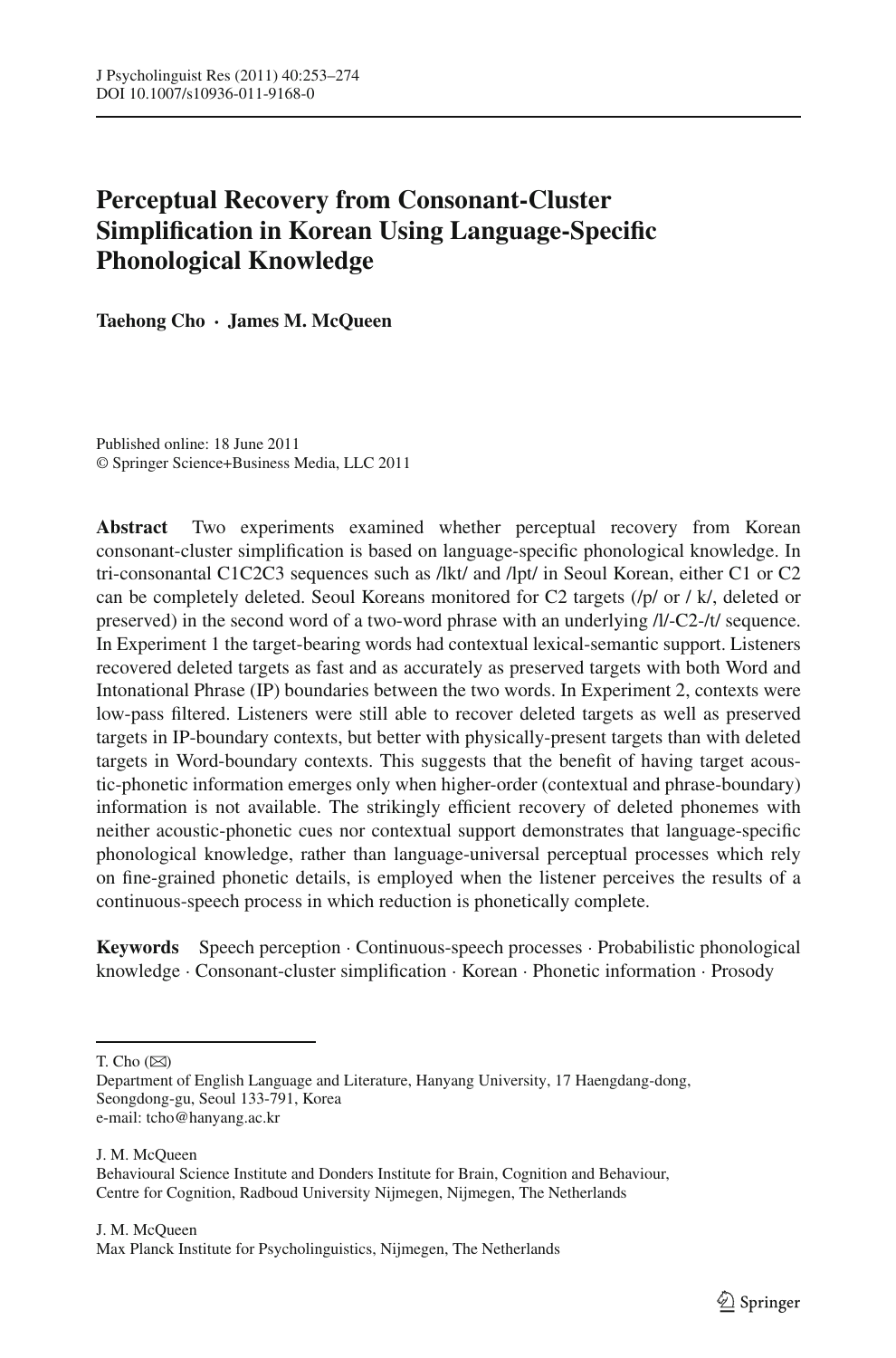# Perceptual Recovery from Consonant-Cluster Simplification in Korean Using Language-Specific Phonological Knowledge

**Taehong Cho · James M. McQueen**

Published online: 18 June 2011
© Springer Science+Business Media, LLC 2011

**Abstract** Two experiments examined whether perceptual recovery from Korean consonant-cluster simplification is based on language-specific phonological knowledge. In tri-consonantal C1C2C3 sequences such as /lkt/ and /lpt/ in Seoul Korean, either C1 or C2 can be completely deleted. Seoul Koreans monitored for C2 targets (/p/ or / k/, deleted or preserved) in the second word of a two-word phrase with an underlying /l/-C2-/t/ sequence. In Experiment 1 the target-bearing words had contextual lexical-semantic support. Listeners recovered deleted targets as fast and as accurately as preserved targets with both Word and Intonational Phrase (IP) boundaries between the two words. In Experiment 2, contexts were low-pass filtered. Listeners were still able to recover deleted targets as well as preserved targets in IP-boundary contexts, but better with physically-present targets than with deleted targets in Word-boundary contexts. This suggests that the benefit of having target acoustic-phonetic information emerges only when higher-order (contextual and phrase-boundary) information is not available. The strikingly efficient recovery of deleted phonemes with neither acoustic-phonetic cues nor contextual support demonstrates that language-specific phonological knowledge, rather than language-universal perceptual processes which rely on fine-grained phonetic details, is employed when the listener perceives the results of a continuous-speech process in which reduction is phonetically complete.

**Keywords** Speech perception · Continuous-speech processes · Probabilistic phonological knowledge · Consonant-cluster simplification · Korean · Phonetic information · Prosody

---

T. Cho (✉)
Department of English Language and Literature, Hanyang University, 17 Haengdang-dong, Seongdong-gu, Seoul 133-791, Korea
e-mail: tcho@hanyang.ac.kr

J. M. McQueen
Behavioural Science Institute and Donders Institute for Brain, Cognition and Behaviour, Centre for Cognition, Radboud University Nijmegen, Nijmegen, The Netherlands

J. M. McQueen
Max Planck Institute for Psycholinguistics, Nijmegen, The Netherlands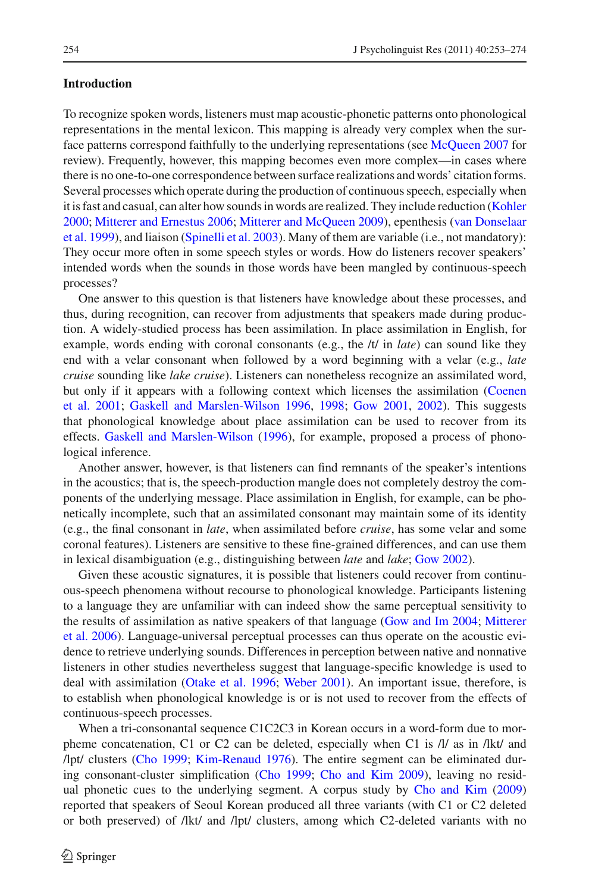## Introduction

To recognize spoken words, listeners must map acoustic-phonetic patterns onto phonological representations in the mental lexicon. This mapping is already very complex when the surface patterns correspond faithfully to the underlying representations (see McQueen 2007 for review). Frequently, however, this mapping becomes even more complex—in cases where there is no one-to-one correspondence between surface realizations and words' citation forms. Several processes which operate during the production of continuous speech, especially when it is fast and casual, can alter how sounds in words are realized. They include reduction (Kohler 2000; Mitterer and Ernestus 2006; Mitterer and McQueen 2009), epenthesis (van Donselaar et al. 1999), and liaison (Spinelli et al. 2003). Many of them are variable (i.e., not mandatory): They occur more often in some speech styles or words. How do listeners recover speakers' intended words when the sounds in those words have been mangled by continuous-speech processes?

One answer to this question is that listeners have knowledge about these processes, and thus, during recognition, can recover from adjustments that speakers made during production. A widely-studied process has been assimilation. In place assimilation in English, for example, words ending with coronal consonants (e.g., the /t/ in *late*) can sound like they end with a velar consonant when followed by a word beginning with a velar (e.g., *late cruise* sounding like *lake cruise*). Listeners can nonetheless recognize an assimilated word, but only if it appears with a following context which licenses the assimilation (Coenen et al. 2001; Gaskell and Marslen-Wilson 1996, 1998; Gow 2001, 2002). This suggests that phonological knowledge about place assimilation can be used to recover from its effects. Gaskell and Marslen-Wilson (1996), for example, proposed a process of phonological inference.

Another answer, however, is that listeners can find remnants of the speaker's intentions in the acoustics; that is, the speech-production mangle does not completely destroy the components of the underlying message. Place assimilation in English, for example, can be phonetically incomplete, such that an assimilated consonant may maintain some of its identity (e.g., the final consonant in *late*, when assimilated before *cruise*, has some velar and some coronal features). Listeners are sensitive to these fine-grained differences, and can use them in lexical disambiguation (e.g., distinguishing between *late* and *lake*; Gow 2002).

Given these acoustic signatures, it is possible that listeners could recover from continuous-speech phenomena without recourse to phonological knowledge. Participants listening to a language they are unfamiliar with can indeed show the same perceptual sensitivity to the results of assimilation as native speakers of that language (Gow and Im 2004; Mitterer et al. 2006). Language-universal perceptual processes can thus operate on the acoustic evidence to retrieve underlying sounds. Differences in perception between native and nonnative listeners in other studies nevertheless suggest that language-specific knowledge is used to deal with assimilation (Otake et al. 1996; Weber 2001). An important issue, therefore, is to establish when phonological knowledge is or is not used to recover from the effects of continuous-speech processes.

When a tri-consonantal sequence C1C2C3 in Korean occurs in a word-form due to morpheme concatenation, C1 or C2 can be deleted, especially when C1 is /l/ as in /lkt/ and /lpt/ clusters (Cho 1999; Kim-Renaud 1976). The entire segment can be eliminated during consonant-cluster simplification (Cho 1999; Cho and Kim 2009), leaving no residual phonetic cues to the underlying segment. A corpus study by Cho and Kim (2009) reported that speakers of Seoul Korean produced all three variants (with C1 or C2 deleted or both preserved) of /lkt/ and /lpt/ clusters, among which C2-deleted variants with no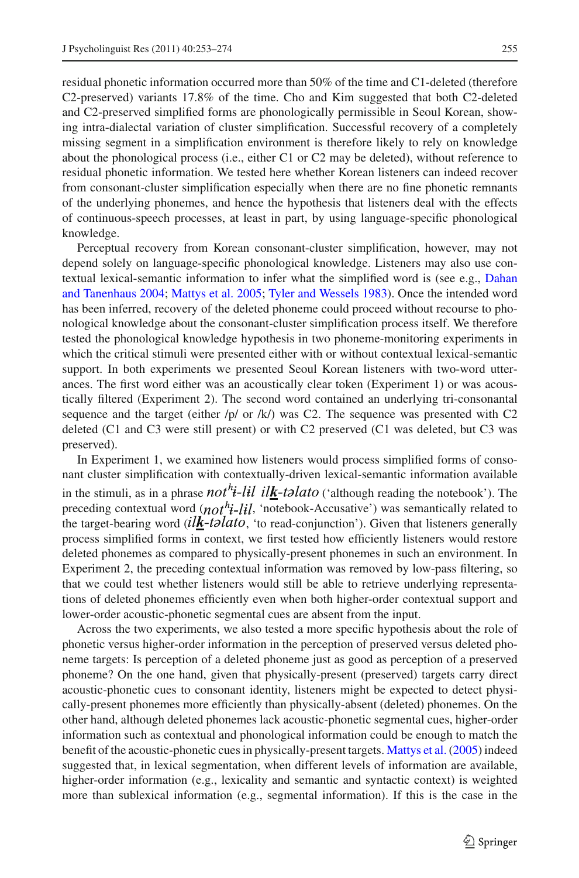residual phonetic information occurred more than 50% of the time and C1-deleted (therefore C2-preserved) variants 17.8% of the time. Cho and Kim suggested that both C2-deleted and C2-preserved simplified forms are phonologically permissible in Seoul Korean, showing intra-dialectal variation of cluster simplification. Successful recovery of a completely missing segment in a simplification environment is therefore likely to rely on knowledge about the phonological process (i.e., either C1 or C2 may be deleted), without reference to residual phonetic information. We tested here whether Korean listeners can indeed recover from consonant-cluster simplification especially when there are no fine phonetic remnants of the underlying phonemes, and hence the hypothesis that listeners deal with the effects of continuous-speech processes, at least in part, by using language-specific phonological knowledge.

Perceptual recovery from Korean consonant-cluster simplification, however, may not depend solely on language-specific phonological knowledge. Listeners may also use contextual lexical-semantic information to infer what the simplified word is (see e.g., Dahan and Tanenhaus 2004; Mattys et al. 2005; Tyler and Wessels 1983). Once the intended word has been inferred, recovery of the deleted phoneme could proceed without recourse to phonological knowledge about the consonant-cluster simplification process itself. We therefore tested the phonological knowledge hypothesis in two phoneme-monitoring experiments in which the critical stimuli were presented either with or without contextual lexical-semantic support. In both experiments we presented Seoul Korean listeners with two-word utterances. The first word either was an acoustically clear token (Experiment 1) or was acoustically filtered (Experiment 2). The second word contained an underlying tri-consonantal sequence and the target (either /p/ or /k/) was C2. The sequence was presented with C2 deleted (C1 and C3 were still present) or with C2 preserved (C1 was deleted, but C3 was preserved).

In Experiment 1, we examined how listeners would process simplified forms of consonant cluster simplification with contextually-driven lexical-semantic information available in the stimuli, as in a phrase *not$^{h}$i-lil il**k**-təlato* ('although reading the notebook'). The preceding contextual word (*not$^{h}$i-lil*, 'notebook-Accusative') was semantically related to the target-bearing word (*il**k**-təlato*, 'to read-conjunction'). Given that listeners generally process simplified forms in context, we first tested how efficiently listeners would restore deleted phonemes as compared to physically-present phonemes in such an environment. In Experiment 2, the preceding contextual information was removed by low-pass filtering, so that we could test whether listeners would still be able to retrieve underlying representations of deleted phonemes efficiently even when both higher-order contextual support and lower-order acoustic-phonetic segmental cues are absent from the input.

Across the two experiments, we also tested a more specific hypothesis about the role of phonetic versus higher-order information in the perception of preserved versus deleted phoneme targets: Is perception of a deleted phoneme just as good as perception of a preserved phoneme? On the one hand, given that physically-present (preserved) targets carry direct acoustic-phonetic cues to consonant identity, listeners might be expected to detect physically-present phonemes more efficiently than physically-absent (deleted) phonemes. On the other hand, although deleted phonemes lack acoustic-phonetic segmental cues, higher-order information such as contextual and phonological information could be enough to match the benefit of the acoustic-phonetic cues in physically-present targets. Mattys et al. (2005) indeed suggested that, in lexical segmentation, when different levels of information are available, higher-order information (e.g., lexicality and semantic and syntactic context) is weighted more than sublexical information (e.g., segmental information). If this is the case in the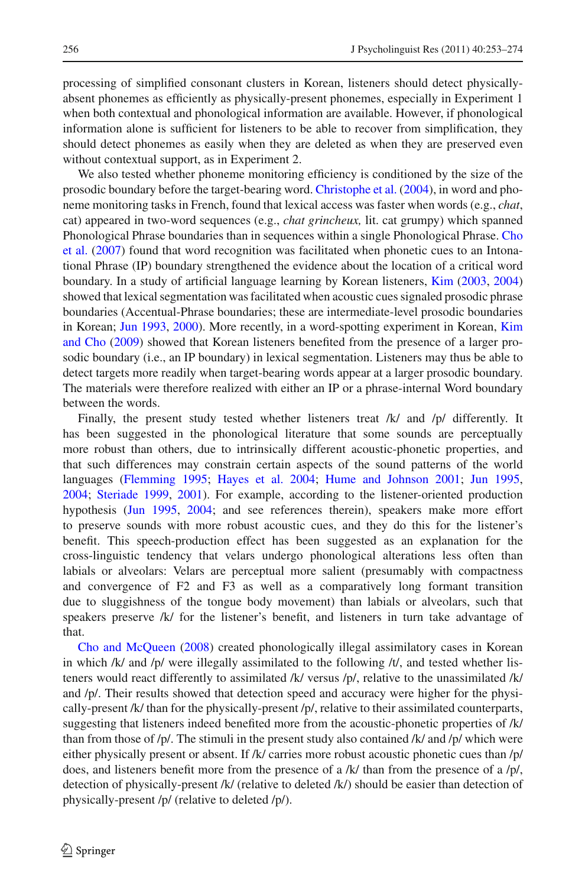processing of simplified consonant clusters in Korean, listeners should detect physically-absent phonemes as efficiently as physically-present phonemes, especially in Experiment 1 when both contextual and phonological information are available. However, if phonological information alone is sufficient for listeners to be able to recover from simplification, they should detect phonemes as easily when they are deleted as when they are preserved even without contextual support, as in Experiment 2.

We also tested whether phoneme monitoring efficiency is conditioned by the size of the prosodic boundary before the target-bearing word. Christophe et al. (2004), in word and phoneme monitoring tasks in French, found that lexical access was faster when words (e.g., *chat*, cat) appeared in two-word sequences (e.g., *chat grincheux,* lit. cat grumpy) which spanned Phonological Phrase boundaries than in sequences within a single Phonological Phrase. Cho et al. (2007) found that word recognition was facilitated when phonetic cues to an Intonational Phrase (IP) boundary strengthened the evidence about the location of a critical word boundary. In a study of artificial language learning by Korean listeners, Kim (2003, 2004) showed that lexical segmentation was facilitated when acoustic cues signaled prosodic phrase boundaries (Accentual-Phrase boundaries; these are intermediate-level prosodic boundaries in Korean; Jun 1993, 2000). More recently, in a word-spotting experiment in Korean, Kim and Cho (2009) showed that Korean listeners benefited from the presence of a larger prosodic boundary (i.e., an IP boundary) in lexical segmentation. Listeners may thus be able to detect targets more readily when target-bearing words appear at a larger prosodic boundary. The materials were therefore realized with either an IP or a phrase-internal Word boundary between the words.

Finally, the present study tested whether listeners treat /k/ and /p/ differently. It has been suggested in the phonological literature that some sounds are perceptually more robust than others, due to intrinsically different acoustic-phonetic properties, and that such differences may constrain certain aspects of the sound patterns of the world languages (Flemming 1995; Hayes et al. 2004; Hume and Johnson 2001; Jun 1995, 2004; Steriade 1999, 2001). For example, according to the listener-oriented production hypothesis (Jun 1995, 2004; and see references therein), speakers make more effort to preserve sounds with more robust acoustic cues, and they do this for the listener's benefit. This speech-production effect has been suggested as an explanation for the cross-linguistic tendency that velars undergo phonological alterations less often than labials or alveolars: Velars are perceptual more salient (presumably with compactness and convergence of F2 and F3 as well as a comparatively long formant transition due to sluggishness of the tongue body movement) than labials or alveolars, such that speakers preserve /k/ for the listener's benefit, and listeners in turn take advantage of that.

Cho and McQueen (2008) created phonologically illegal assimilatory cases in Korean in which /k/ and /p/ were illegally assimilated to the following /t/, and tested whether listeners would react differently to assimilated /k/ versus /p/, relative to the unassimilated /k/ and /p/. Their results showed that detection speed and accuracy were higher for the physically-present /k/ than for the physically-present /p/, relative to their assimilated counterparts, suggesting that listeners indeed benefited more from the acoustic-phonetic properties of /k/ than from those of /p/. The stimuli in the present study also contained /k/ and /p/ which were either physically present or absent. If /k/ carries more robust acoustic phonetic cues than /p/ does, and listeners benefit more from the presence of a /k/ than from the presence of a /p/, detection of physically-present /k/ (relative to deleted /k/) should be easier than detection of physically-present /p/ (relative to deleted /p/).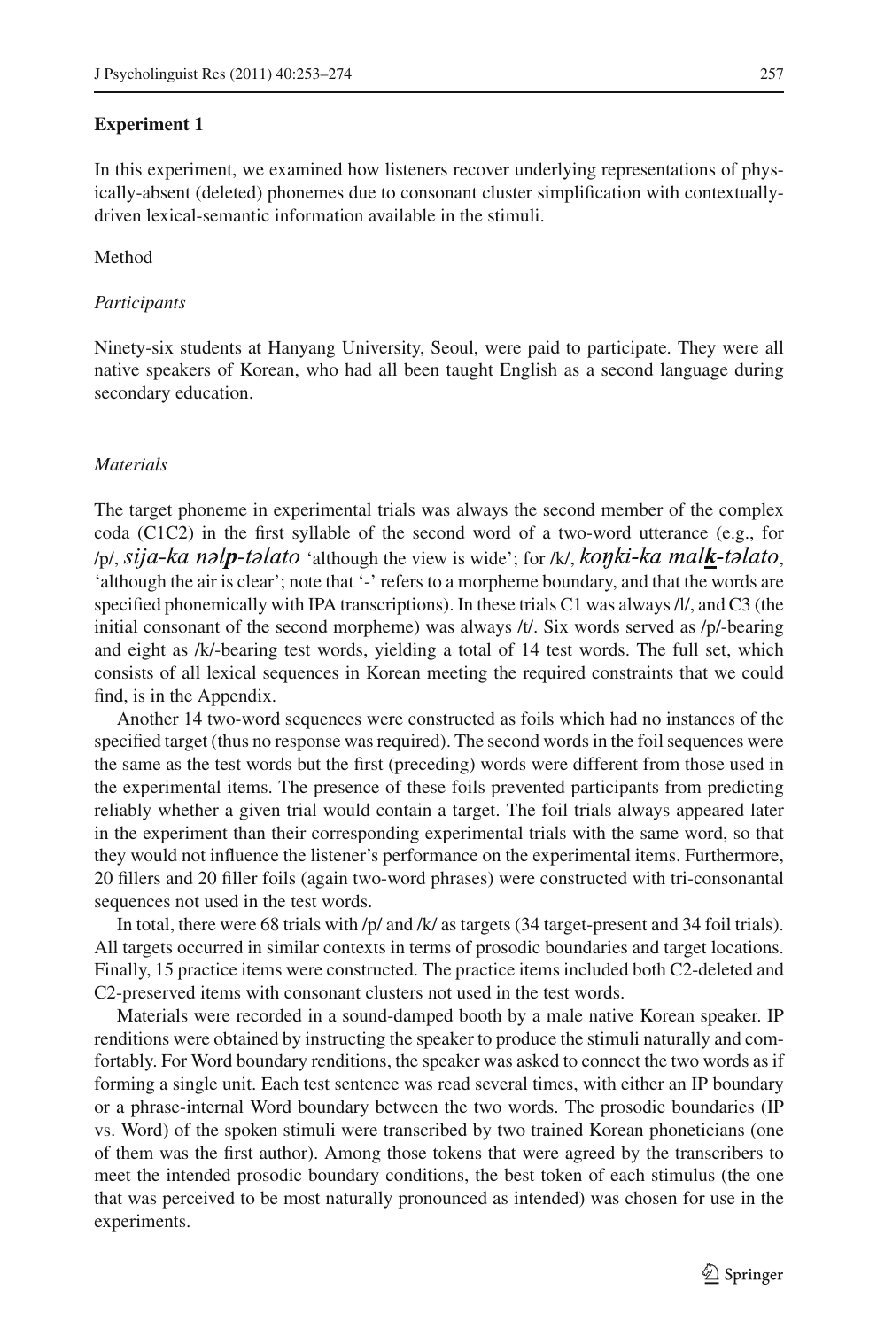## Experiment 1

In this experiment, we examined how listeners recover underlying representations of physically-absent (deleted) phonemes due to consonant cluster simplification with contextually-driven lexical-semantic information available in the stimuli.

### Method

#### *Participants*

Ninety-six students at Hanyang University, Seoul, were paid to participate. They were all native speakers of Korean, who had all been taught English as a second language during secondary education.

#### *Materials*

The target phoneme in experimental trials was always the second member of the complex coda (C1C2) in the first syllable of the second word of a two-word utterance (e.g., for /p/, *sija-ka nəl**p**-təlato* 'although the view is wide'; for /k/, *koŋki-ka mal**k**-təlato*, 'although the air is clear'; note that '-' refers to a morpheme boundary, and that the words are specified phonemically with IPA transcriptions). In these trials C1 was always /l/, and C3 (the initial consonant of the second morpheme) was always /t/. Six words served as /p/-bearing and eight as /k/-bearing test words, yielding a total of 14 test words. The full set, which consists of all lexical sequences in Korean meeting the required constraints that we could find, is in the Appendix.

Another 14 two-word sequences were constructed as foils which had no instances of the specified target (thus no response was required). The second words in the foil sequences were the same as the test words but the first (preceding) words were different from those used in the experimental items. The presence of these foils prevented participants from predicting reliably whether a given trial would contain a target. The foil trials always appeared later in the experiment than their corresponding experimental trials with the same word, so that they would not influence the listener's performance on the experimental items. Furthermore, 20 fillers and 20 filler foils (again two-word phrases) were constructed with tri-consonantal sequences not used in the test words.

In total, there were 68 trials with /p/ and /k/ as targets (34 target-present and 34 foil trials). All targets occurred in similar contexts in terms of prosodic boundaries and target locations. Finally, 15 practice items were constructed. The practice items included both C2-deleted and C2-preserved items with consonant clusters not used in the test words.

Materials were recorded in a sound-damped booth by a male native Korean speaker. IP renditions were obtained by instructing the speaker to produce the stimuli naturally and comfortably. For Word boundary renditions, the speaker was asked to connect the two words as if forming a single unit. Each test sentence was read several times, with either an IP boundary or a phrase-internal Word boundary between the two words. The prosodic boundaries (IP vs. Word) of the spoken stimuli were transcribed by two trained Korean phoneticians (one of them was the first author). Among those tokens that were agreed by the transcribers to meet the intended prosodic boundary conditions, the best token of each stimulus (the one that was perceived to be most naturally pronounced as intended) was chosen for use in the experiments.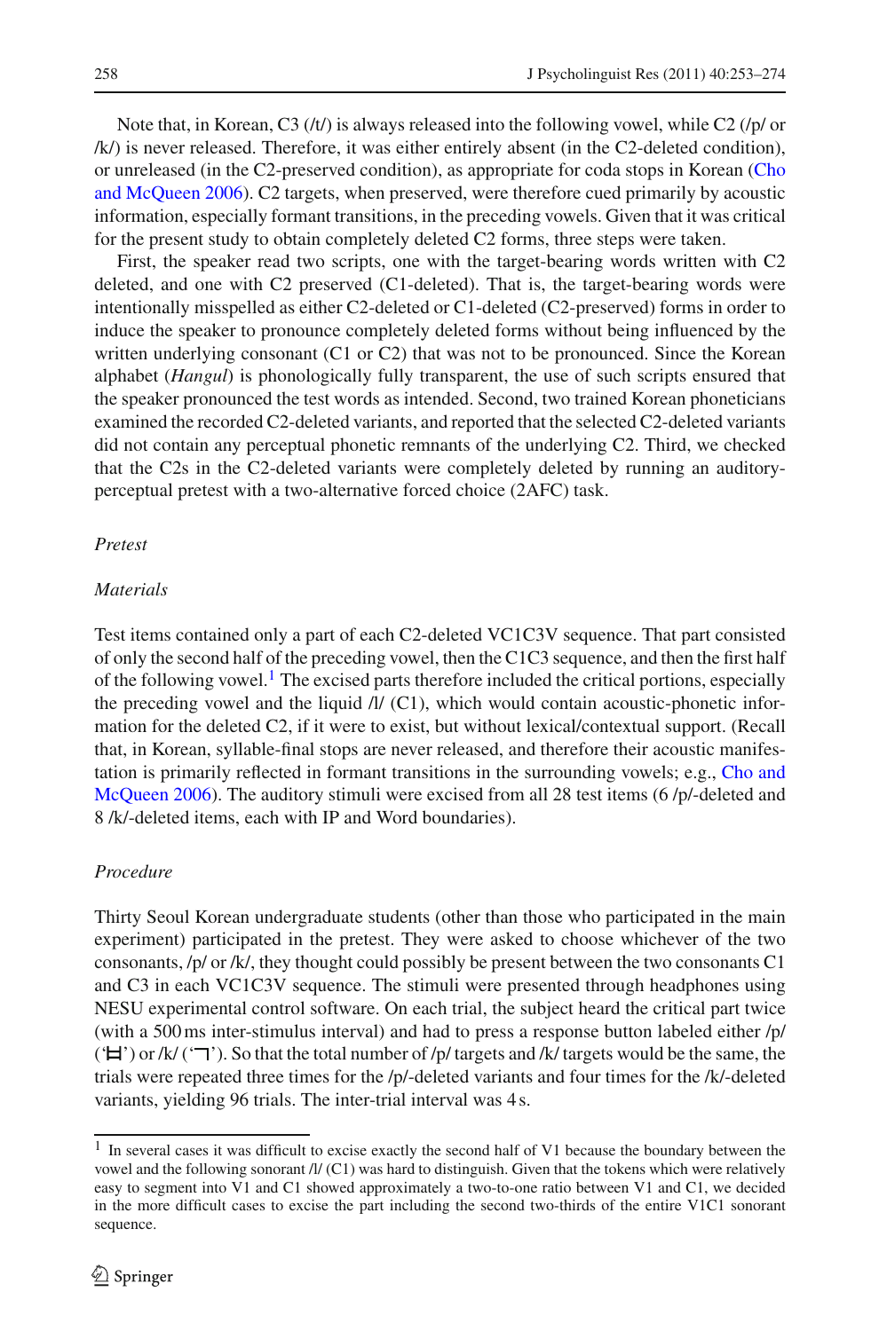Note that, in Korean, C3 (/t/) is always released into the following vowel, while C2 (/p/ or /k/) is never released. Therefore, it was either entirely absent (in the C2-deleted condition), or unreleased (in the C2-preserved condition), as appropriate for coda stops in Korean (Cho and McQueen 2006). C2 targets, when preserved, were therefore cued primarily by acoustic information, especially formant transitions, in the preceding vowels. Given that it was critical for the present study to obtain completely deleted C2 forms, three steps were taken.

First, the speaker read two scripts, one with the target-bearing words written with C2 deleted, and one with C2 preserved (C1-deleted). That is, the target-bearing words were intentionally misspelled as either C2-deleted or C1-deleted (C2-preserved) forms in order to induce the speaker to pronounce completely deleted forms without being influenced by the written underlying consonant (C1 or C2) that was not to be pronounced. Since the Korean alphabet (*Hangul*) is phonologically fully transparent, the use of such scripts ensured that the speaker pronounced the test words as intended. Second, two trained Korean phoneticians examined the recorded C2-deleted variants, and reported that the selected C2-deleted variants did not contain any perceptual phonetic remnants of the underlying C2. Third, we checked that the C2s in the C2-deleted variants were completely deleted by running an auditory-perceptual pretest with a two-alternative forced choice (2AFC) task.

*Pretest*

*Materials*

Test items contained only a part of each C2-deleted VC1C3V sequence. That part consisted of only the second half of the preceding vowel, then the C1C3 sequence, and then the first half of the following vowel.[1] The excised parts therefore included the critical portions, especially the preceding vowel and the liquid /l/ (C1), which would contain acoustic-phonetic information for the deleted C2, if it were to exist, but without lexical/contextual support. (Recall that, in Korean, syllable-final stops are never released, and therefore their acoustic manifestation is primarily reflected in formant transitions in the surrounding vowels; e.g., Cho and McQueen 2006). The auditory stimuli were excised from all 28 test items (6 /p/-deleted and 8 /k/-deleted items, each with IP and Word boundaries).

*Procedure*

Thirty Seoul Korean undergraduate students (other than those who participated in the main experiment) participated in the pretest. They were asked to choose whichever of the two consonants, /p/ or /k/, they thought could possibly be present between the two consonants C1 and C3 in each VC1C3V sequence. The stimuli were presented through headphones using NESU experimental control software. On each trial, the subject heard the critical part twice (with a 500 ms inter-stimulus interval) and had to press a response button labeled either /p/ ('ㅂ') or /k/ ('ㄱ'). So that the total number of /p/ targets and /k/ targets would be the same, the trials were repeated three times for the /p/-deleted variants and four times for the /k/-deleted variants, yielding 96 trials. The inter-trial interval was 4 s.

---

[1] In several cases it was difficult to excise exactly the second half of V1 because the boundary between the vowel and the following sonorant /l/ (C1) was hard to distinguish. Given that the tokens which were relatively easy to segment into V1 and C1 showed approximately a two-to-one ratio between V1 and C1, we decided in the more difficult cases to excise the part including the second two-thirds of the entire V1C1 sonorant sequence.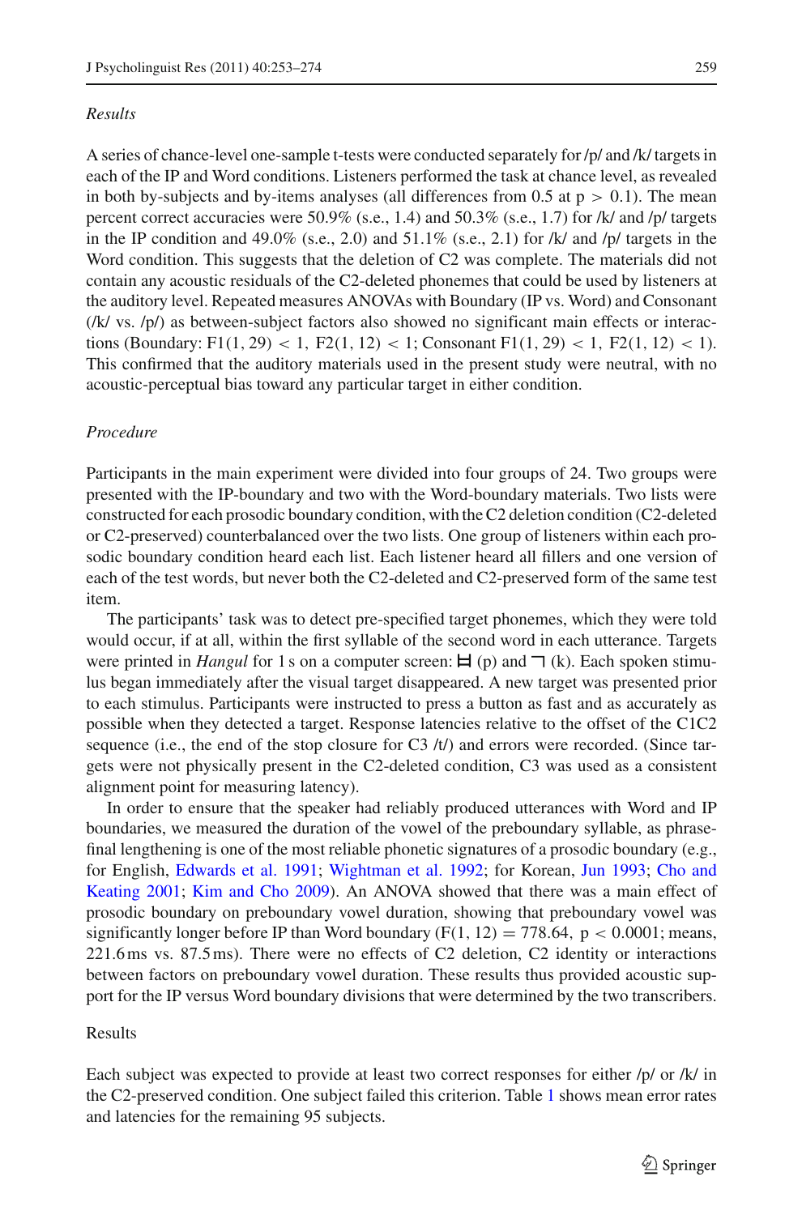*Results*

A series of chance-level one-sample t-tests were conducted separately for /p/ and /k/ targets in each of the IP and Word conditions. Listeners performed the task at chance level, as revealed in both by-subjects and by-items analyses (all differences from 0.5 at $p > 0.1$). The mean percent correct accuracies were 50.9% (s.e., 1.4) and 50.3% (s.e., 1.7) for /k/ and /p/ targets in the IP condition and 49.0% (s.e., 2.0) and 51.1% (s.e., 2.1) for /k/ and /p/ targets in the Word condition. This suggests that the deletion of C2 was complete. The materials did not contain any acoustic residuals of the C2-deleted phonemes that could be used by listeners at the auditory level. Repeated measures ANOVAs with Boundary (IP vs. Word) and Consonant (/k/ vs. /p/) as between-subject factors also showed no significant main effects or interactions (Boundary: $F1(1, 29) < 1$, $F2(1, 12) < 1$; Consonant $F1(1, 29) < 1$, $F2(1, 12) < 1$). This confirmed that the auditory materials used in the present study were neutral, with no acoustic-perceptual bias toward any particular target in either condition.

*Procedure*

Participants in the main experiment were divided into four groups of 24. Two groups were presented with the IP-boundary and two with the Word-boundary materials. Two lists were constructed for each prosodic boundary condition, with the C2 deletion condition (C2-deleted or C2-preserved) counterbalanced over the two lists. One group of listeners within each prosodic boundary condition heard each list. Each listener heard all fillers and one version of each of the test words, but never both the C2-deleted and C2-preserved form of the same test item.

The participants' task was to detect pre-specified target phonemes, which they were told would occur, if at all, within the first syllable of the second word in each utterance. Targets were printed in *Hangul* for 1 s on a computer screen: ㅂ (p) and ㄱ (k). Each spoken stimulus began immediately after the visual target disappeared. A new target was presented prior to each stimulus. Participants were instructed to press a button as fast and as accurately as possible when they detected a target. Response latencies relative to the offset of the C1C2 sequence (i.e., the end of the stop closure for C3 /t/) and errors were recorded. (Since targets were not physically present in the C2-deleted condition, C3 was used as a consistent alignment point for measuring latency).

In order to ensure that the speaker had reliably produced utterances with Word and IP boundaries, we measured the duration of the vowel of the preboundary syllable, as phrase-final lengthening is one of the most reliable phonetic signatures of a prosodic boundary (e.g., for English, Edwards et al. 1991; Wightman et al. 1992; for Korean, Jun 1993; Cho and Keating 2001; Kim and Cho 2009). An ANOVA showed that there was a main effect of prosodic boundary on preboundary vowel duration, showing that preboundary vowel was significantly longer before IP than Word boundary ($F(1, 12) = 778.64$, $p < 0.0001$; means, 221.6 ms vs. 87.5 ms). There were no effects of C2 deletion, C2 identity or interactions between factors on preboundary vowel duration. These results thus provided acoustic support for the IP versus Word boundary divisions that were determined by the two transcribers.

Results

Each subject was expected to provide at least two correct responses for either /p/ or /k/ in the C2-preserved condition. One subject failed this criterion. Table 1 shows mean error rates and latencies for the remaining 95 subjects.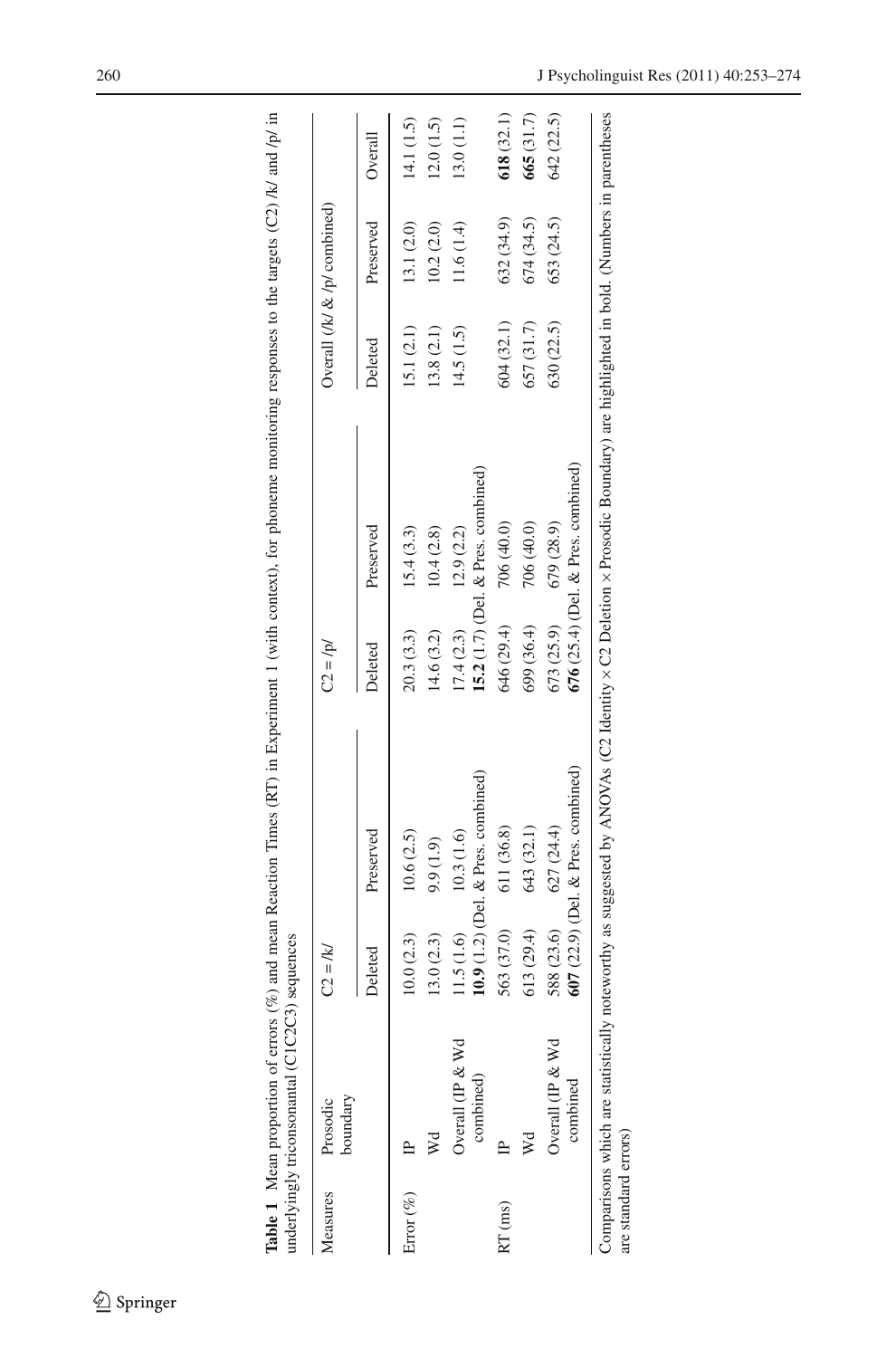**Table 1** Mean proportion of errors (%) and mean Reaction Times (RT) in Experiment 1 (with context), for phoneme monitoring responses to the targets (C2) /k/ and /p/ in underlyingly triconsonantal (C1C2C3) sequences

| Measures | Prosodic boundary | C2 = /k/ | | C2 = /p/ | | Overall (/k/ & /p/ combined) | | |
|---|---|---|---|---|---|---|---|---|
| | | Deleted | Preserved | Deleted | Preserved | Deleted | Preserved | Overall |
| Error (%) | IP | 10.0 (2.3) | 10.6 (2.5) | 20.3 (3.3) | 15.4 (3.3) | 15.1 (2.1) | 13.1 (2.0) | 14.1 (1.5) |
| | Wd | 13.0 (2.3) | 9.9 (1.9) | 14.6 (3.2) | 10.4 (2.8) | 13.8 (2.1) | 10.2 (2.0) | 12.0 (1.5) |
| | Overall (IP & Wd combined) | 11.5 (1.6) | 10.3 (1.6) | 17.4 (2.3) | 12.9 (2.2) | 14.5 (1.5) | 11.6 (1.4) | 13.0 (1.1) |
| | | **10.9** (1.2) (Del. & Pres. combined) | | **15.2** (1.7) (Del. & Pres. combined) | | | | |
| RT (ms) | IP | 563 (37.0) | 611 (36.8) | 646 (29.4) | 706 (40.0) | 604 (32.1) | 632 (34.9) | **618** (32.1) |
| | Wd | 613 (29.4) | 643 (32.1) | 699 (36.4) | 706 (40.0) | 657 (31.7) | 674 (34.5) | **665** (31.7) |
| | Overall (IP & Wd combined) | 588 (23.6) | 627 (24.4) | 673 (25.9) | 679 (28.9) | 630 (22.5) | 653 (24.5) | 642 (22.5) |
| | | **607** (22.9) (Del. & Pres. combined) | | **676** (25.4) (Del. & Pres. combined) | | | | |

Comparisons which are statistically noteworthy as suggested by ANOVAs (C2 Identity × C2 Deletion × Prosodic Boundary) are highlighted in bold. (Numbers in parentheses are standard errors)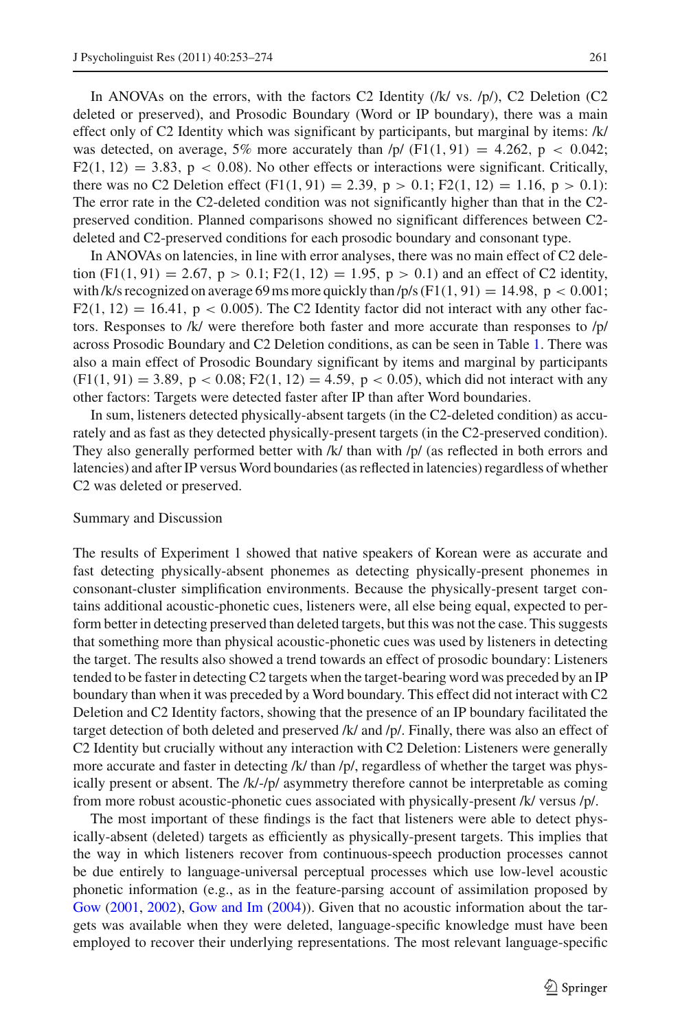In ANOVAs on the errors, with the factors C2 Identity (/k/ vs. /p/), C2 Deletion (C2 deleted or preserved), and Prosodic Boundary (Word or IP boundary), there was a main effect only of C2 Identity which was significant by participants, but marginal by items: /k/ was detected, on average, 5% more accurately than /p/ ($F1(1, 91) = 4.262$, $p < 0.042$; $F2(1, 12) = 3.83$, $p < 0.08$). No other effects or interactions were significant. Critically, there was no C2 Deletion effect ($F1(1, 91) = 2.39$, $p > 0.1$; $F2(1, 12) = 1.16$, $p > 0.1$): The error rate in the C2-deleted condition was not significantly higher than that in the C2-preserved condition. Planned comparisons showed no significant differences between C2-deleted and C2-preserved conditions for each prosodic boundary and consonant type.

In ANOVAs on latencies, in line with error analyses, there was no main effect of C2 deletion ($F1(1, 91) = 2.67$, $p > 0.1$; $F2(1, 12) = 1.95$, $p > 0.1$) and an effect of C2 identity, with /k/s recognized on average 69 ms more quickly than /p/s ($F1(1, 91) = 14.98$, $p < 0.001$; $F2(1, 12) = 16.41$, $p < 0.005$). The C2 Identity factor did not interact with any other factors. Responses to /k/ were therefore both faster and more accurate than responses to /p/ across Prosodic Boundary and C2 Deletion conditions, as can be seen in Table 1. There was also a main effect of Prosodic Boundary significant by items and marginal by participants ($F1(1, 91) = 3.89$, $p < 0.08$; $F2(1, 12) = 4.59$, $p < 0.05$), which did not interact with any other factors: Targets were detected faster after IP than after Word boundaries.

In sum, listeners detected physically-absent targets (in the C2-deleted condition) as accurately and as fast as they detected physically-present targets (in the C2-preserved condition). They also generally performed better with /k/ than with /p/ (as reflected in both errors and latencies) and after IP versus Word boundaries (as reflected in latencies) regardless of whether C2 was deleted or preserved.

Summary and Discussion

The results of Experiment 1 showed that native speakers of Korean were as accurate and fast detecting physically-absent phonemes as detecting physically-present phonemes in consonant-cluster simplification environments. Because the physically-present target contains additional acoustic-phonetic cues, listeners were, all else being equal, expected to perform better in detecting preserved than deleted targets, but this was not the case. This suggests that something more than physical acoustic-phonetic cues was used by listeners in detecting the target. The results also showed a trend towards an effect of prosodic boundary: Listeners tended to be faster in detecting C2 targets when the target-bearing word was preceded by an IP boundary than when it was preceded by a Word boundary. This effect did not interact with C2 Deletion and C2 Identity factors, showing that the presence of an IP boundary facilitated the target detection of both deleted and preserved /k/ and /p/. Finally, there was also an effect of C2 Identity but crucially without any interaction with C2 Deletion: Listeners were generally more accurate and faster in detecting /k/ than /p/, regardless of whether the target was physically present or absent. The /k/-/p/ asymmetry therefore cannot be interpretable as coming from more robust acoustic-phonetic cues associated with physically-present /k/ versus /p/.

The most important of these findings is the fact that listeners were able to detect physically-absent (deleted) targets as efficiently as physically-present targets. This implies that the way in which listeners recover from continuous-speech production processes cannot be due entirely to language-universal perceptual processes which use low-level acoustic phonetic information (e.g., as in the feature-parsing account of assimilation proposed by Gow (2001, 2002), Gow and Im (2004)). Given that no acoustic information about the targets was available when they were deleted, language-specific knowledge must have been employed to recover their underlying representations. The most relevant language-specific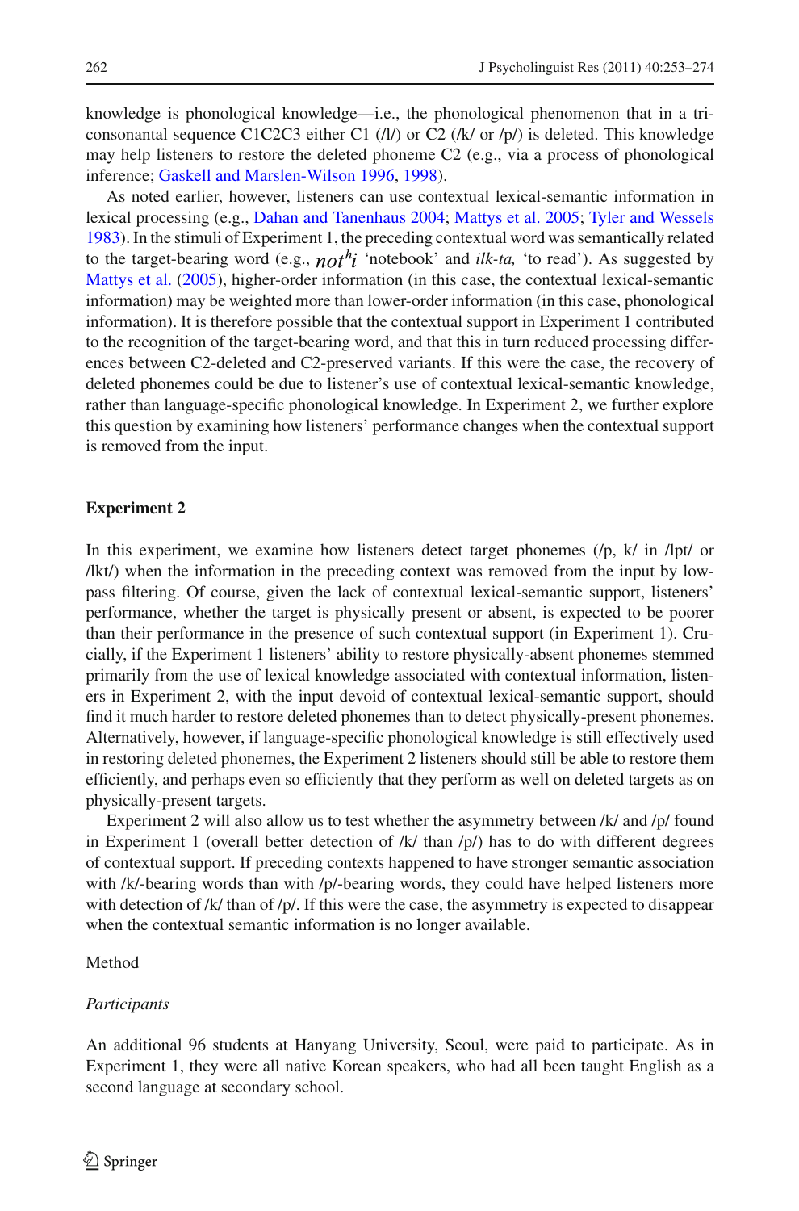knowledge is phonological knowledge—i.e., the phonological phenomenon that in a tri-consonantal sequence C1C2C3 either C1 (/l/) or C2 (/k/ or /p/) is deleted. This knowledge may help listeners to restore the deleted phoneme C2 (e.g., via a process of phonological inference; Gaskell and Marslen-Wilson 1996, 1998).

As noted earlier, however, listeners can use contextual lexical-semantic information in lexical processing (e.g., Dahan and Tanenhaus 2004; Mattys et al. 2005; Tyler and Wessels 1983). In the stimuli of Experiment 1, the preceding contextual word was semantically related to the target-bearing word (e.g., $not^{h}i$ 'notebook' and *ilk-ta,* 'to read'). As suggested by Mattys et al. (2005), higher-order information (in this case, the contextual lexical-semantic information) may be weighted more than lower-order information (in this case, phonological information). It is therefore possible that the contextual support in Experiment 1 contributed to the recognition of the target-bearing word, and that this in turn reduced processing differences between C2-deleted and C2-preserved variants. If this were the case, the recovery of deleted phonemes could be due to listener's use of contextual lexical-semantic knowledge, rather than language-specific phonological knowledge. In Experiment 2, we further explore this question by examining how listeners' performance changes when the contextual support is removed from the input.

## Experiment 2

In this experiment, we examine how listeners detect target phonemes (/p, k/ in /lpt/ or /lkt/) when the information in the preceding context was removed from the input by low-pass filtering. Of course, given the lack of contextual lexical-semantic support, listeners' performance, whether the target is physically present or absent, is expected to be poorer than their performance in the presence of such contextual support (in Experiment 1). Crucially, if the Experiment 1 listeners' ability to restore physically-absent phonemes stemmed primarily from the use of lexical knowledge associated with contextual information, listeners in Experiment 2, with the input devoid of contextual lexical-semantic support, should find it much harder to restore deleted phonemes than to detect physically-present phonemes. Alternatively, however, if language-specific phonological knowledge is still effectively used in restoring deleted phonemes, the Experiment 2 listeners should still be able to restore them efficiently, and perhaps even so efficiently that they perform as well on deleted targets as on physically-present targets.

Experiment 2 will also allow us to test whether the asymmetry between /k/ and /p/ found in Experiment 1 (overall better detection of /k/ than /p/) has to do with different degrees of contextual support. If preceding contexts happened to have stronger semantic association with /k/-bearing words than with /p/-bearing words, they could have helped listeners more with detection of /k/ than of /p/. If this were the case, the asymmetry is expected to disappear when the contextual semantic information is no longer available.

### Method

#### *Participants*

An additional 96 students at Hanyang University, Seoul, were paid to participate. As in Experiment 1, they were all native Korean speakers, who had all been taught English as a second language at secondary school.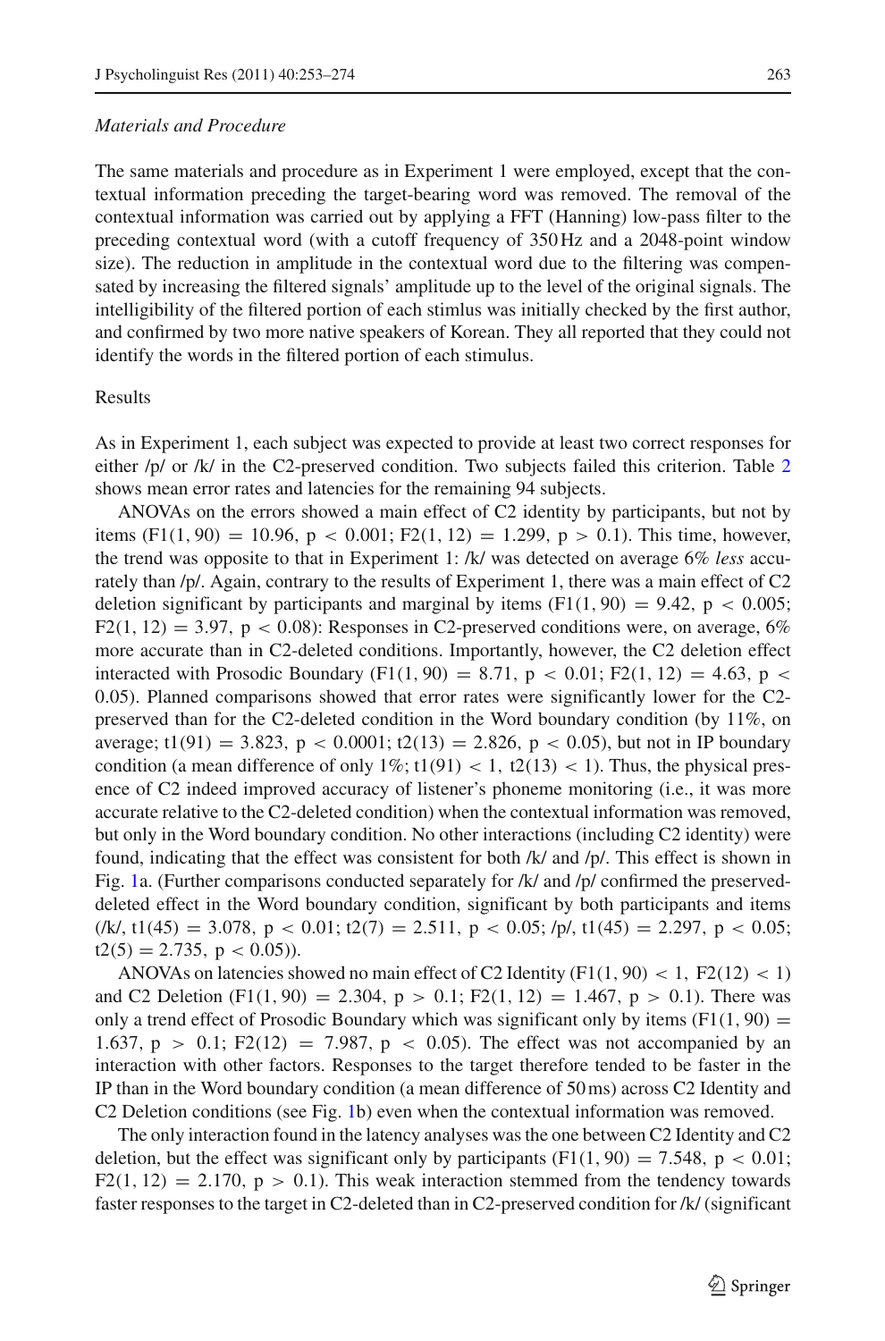*Materials and Procedure*

The same materials and procedure as in Experiment 1 were employed, except that the contextual information preceding the target-bearing word was removed. The removal of the contextual information was carried out by applying a FFT (Hanning) low-pass filter to the preceding contextual word (with a cutoff frequency of 350 Hz and a 2048-point window size). The reduction in amplitude in the contextual word due to the filtering was compensated by increasing the filtered signals' amplitude up to the level of the original signals. The intelligibility of the filtered portion of each stimulus was initially checked by the first author, and confirmed by two more native speakers of Korean. They all reported that they could not identify the words in the filtered portion of each stimulus.

Results

As in Experiment 1, each subject was expected to provide at least two correct responses for either /p/ or /k/ in the C2-preserved condition. Two subjects failed this criterion. Table 2 shows mean error rates and latencies for the remaining 94 subjects.

ANOVAs on the errors showed a main effect of C2 identity by participants, but not by items ($F1(1, 90) = 10.96$, $p < 0.001$; $F2(1, 12) = 1.299$, $p > 0.1$). This time, however, the trend was opposite to that in Experiment 1: /k/ was detected on average 6% *less* accurately than /p/. Again, contrary to the results of Experiment 1, there was a main effect of C2 deletion significant by participants and marginal by items ($F1(1, 90) = 9.42$, $p < 0.005$; $F2(1, 12) = 3.97$, $p < 0.08$): Responses in C2-preserved conditions were, on average, 6% more accurate than in C2-deleted conditions. Importantly, however, the C2 deletion effect interacted with Prosodic Boundary ($F1(1, 90) = 8.71$, $p < 0.01$; $F2(1, 12) = 4.63$, $p < 0.05$). Planned comparisons showed that error rates were significantly lower for the C2-preserved than for the C2-deleted condition in the Word boundary condition (by 11%, on average; $t1(91) = 3.823$, $p < 0.0001$; $t2(13) = 2.826$, $p < 0.05$), but not in IP boundary condition (a mean difference of only 1%; $t1(91) < 1$, $t2(13) < 1$). Thus, the physical presence of C2 indeed improved accuracy of listener's phoneme monitoring (i.e., it was more accurate relative to the C2-deleted condition) when the contextual information was removed, but only in the Word boundary condition. No other interactions (including C2 identity) were found, indicating that the effect was consistent for both /k/ and /p/. This effect is shown in Fig. 1a. (Further comparisons conducted separately for /k/ and /p/ confirmed the preserved-deleted effect in the Word boundary condition, significant by both participants and items (/k/, $t1(45) = 3.078$, $p < 0.01$; $t2(7) = 2.511$, $p < 0.05$; /p/, $t1(45) = 2.297$, $p < 0.05$; $t2(5) = 2.735$, $p < 0.05$)).

ANOVAs on latencies showed no main effect of C2 Identity ($F1(1, 90) < 1$, $F2(12) < 1$) and C2 Deletion ($F1(1, 90) = 2.304$, $p > 0.1$; $F2(1, 12) = 1.467$, $p > 0.1$). There was only a trend effect of Prosodic Boundary which was significant only by items ($F1(1, 90) = 1.637$, $p > 0.1$; $F2(12) = 7.987$, $p < 0.05$). The effect was not accompanied by an interaction with other factors. Responses to the target therefore tended to be faster in the IP than in the Word boundary condition (a mean difference of 50 ms) across C2 Identity and C2 Deletion conditions (see Fig. 1b) even when the contextual information was removed.

The only interaction found in the latency analyses was the one between C2 Identity and C2 deletion, but the effect was significant only by participants ($F1(1, 90) = 7.548$, $p < 0.01$; $F2(1, 12) = 2.170$, $p > 0.1$). This weak interaction stemmed from the tendency towards faster responses to the target in C2-deleted than in C2-preserved condition for /k/ (significant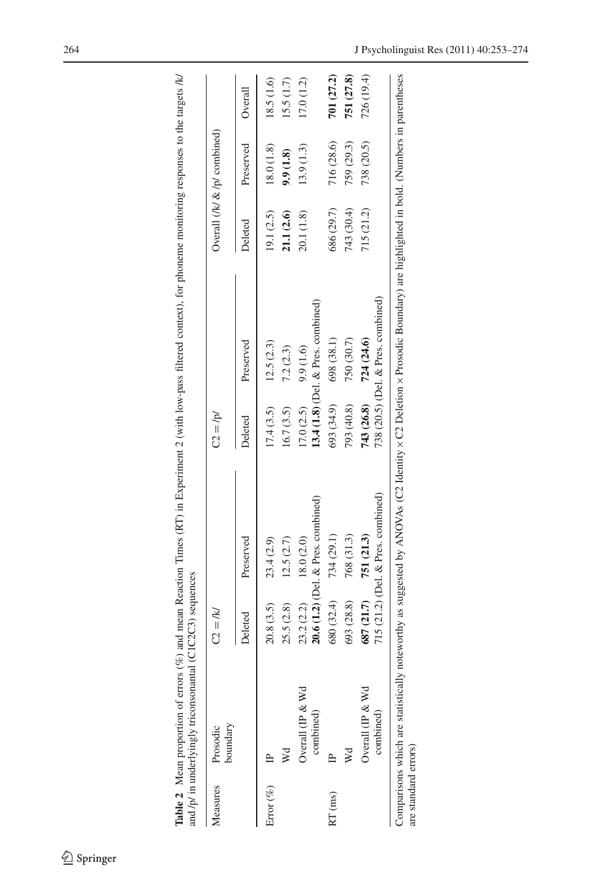**Table 2** Mean proportion of errors (%) and mean Reaction Times (RT) in Experiment 2 (with low-pass filtered context), for phoneme monitoring responses to the targets /k/ and /p/ in underlyingly triconsonantal (C1C2C3) sequences

| Measures | Prosodic boundary | C2 = /k/ | | C2 = /p/ | | Overall (/k/ & /p/ combined) | | |
|---|---|---|---|---|---|---|---|---|
| | | Deleted | Preserved | Deleted | Preserved | Deleted | Preserved | Overall |
| Error (%) | IP | 20.8 (3.5) | 23.4 (2.9) | 17.4 (3.5) | 12.5 (2.3) | 19.1 (2.5) | 18.0 (1.8) | 18.5 (1.6) |
| | Wd | 25.5 (2.8) | 12.5 (2.7) | 16.7 (3.5) | 7.2 (2.3) | **21.1 (2.6)** | **9.9 (1.8)** | 15.5 (1.7) |
| | Overall (IP & Wd combined) | 23.2 (2.2) | 18.0 (2.0) | 17.0 (2.5) | 9.9 (1.6) | 20.1 (1.8) | 13.9 (1.3) | 17.0 (1.2) |
| | | **20.6 (1.2)** (Del. & Pres. combined) | | **13.4 (1.8)** (Del. & Pres. combined) | | | | |
| RT (ms) | IP | 680 (32.4) | 734 (29.1) | 693 (34.9) | 698 (38.1) | 686 (29.7) | 716 (28.6) | **701 (27.2)** |
| | Wd | 693 (28.8) | 768 (31.3) | 793 (40.8) | 750 (30.7) | 743 (30.4) | 759 (29.3) | **751 (27.8)** |
| | Overall (IP & Wd combined) | **687 (21.7)** | **751 (21.3)** | **743 (26.8)** | **724 (24.6)** | 715 (21.2) | 738 (20.5) | 726 (19.4) |
| | | 715 (21.2) (Del. & Pres. combined) | | 738 (20.5) (Del. & Pres. combined) | | | | |

Comparisons which are statistically noteworthy as suggested by ANOVAs (C2 Identity × C2 Deletion × Prosodic Boundary) are highlighted in bold. (Numbers in parentheses are standard errors)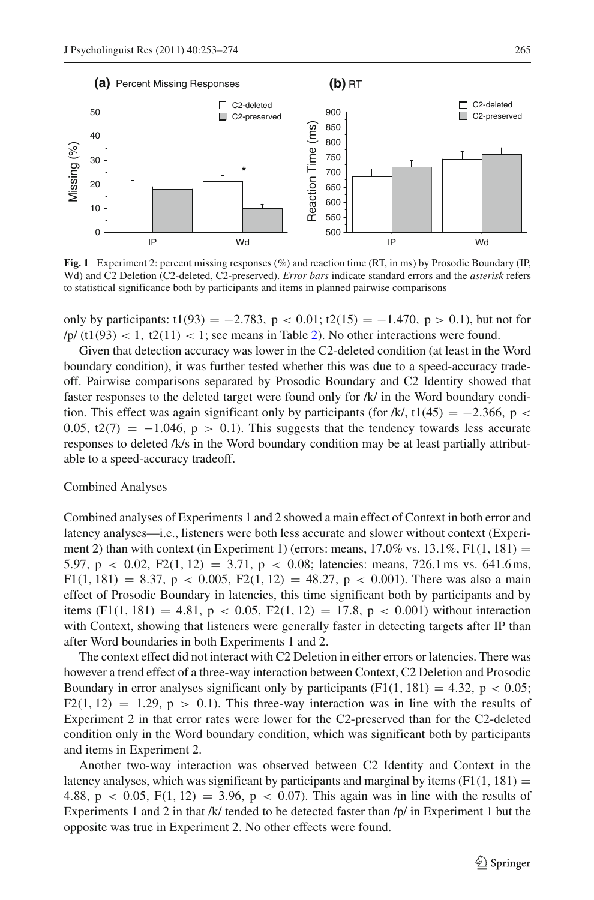Fig. 1 Experiment 2: percent missing responses (%) and reaction time (RT, in ms) by Prosodic Boundary (IP, Wd) and C2 Deletion (C2-deleted, C2-preserved). *Error bars* indicate standard errors and the *asterisk* refers to statistical significance both by participants and items in planned pairwise comparisons

only by participants: $t1(93) = -2.783$, $p < 0.01$; $t2(15) = -1.470$, $p > 0.1$), but not for /p/ ($t1(93) < 1$, $t2(11) < 1$; see means in Table 2). No other interactions were found.

Given that detection accuracy was lower in the C2-deleted condition (at least in the Word boundary condition), it was further tested whether this was due to a speed-accuracy tradeoff. Pairwise comparisons separated by Prosodic Boundary and C2 Identity showed that faster responses to the deleted target were found only for /k/ in the Word boundary condition. This effect was again significant only by participants (for /k/, $t1(45) = -2.366$, $p < 0.05$, $t2(7) = -1.046$, $p > 0.1$). This suggests that the tendency towards less accurate responses to deleted /k/s in the Word boundary condition may be at least partially attributable to a speed-accuracy tradeoff.

## Combined Analyses

Combined analyses of Experiments 1 and 2 showed a main effect of Context in both error and latency analyses—i.e., listeners were both less accurate and slower without context (Experiment 2) than with context (in Experiment 1) (errors: means, 17.0% vs. 13.1%, $F1(1, 181) = 5.97$, $p < 0.02$, $F2(1, 12) = 3.71$, $p < 0.08$; latencies: means, 726.1 ms vs. 641.6 ms, $F1(1, 181) = 8.37$, $p < 0.005$, $F2(1, 12) = 48.27$, $p < 0.001$). There was also a main effect of Prosodic Boundary in latencies, this time significant both by participants and by items ($F1(1, 181) = 4.81$, $p < 0.05$, $F2(1, 12) = 17.8$, $p < 0.001$) without interaction with Context, showing that listeners were generally faster in detecting targets after IP than after Word boundaries in both Experiments 1 and 2.

The context effect did not interact with C2 Deletion in either errors or latencies. There was however a trend effect of a three-way interaction between Context, C2 Deletion and Prosodic Boundary in error analyses significant only by participants ($F1(1, 181) = 4.32$, $p < 0.05$; $F2(1, 12) = 1.29$, $p > 0.1$). This three-way interaction was in line with the results of Experiment 2 in that error rates were lower for the C2-preserved than for the C2-deleted condition only in the Word boundary condition, which was significant both by participants and items in Experiment 2.

Another two-way interaction was observed between C2 Identity and Context in the latency analyses, which was significant by participants and marginal by items ($F1(1, 181) = 4.88$, $p < 0.05$, $F(1, 12) = 3.96$, $p < 0.07$). This again was in line with the results of Experiments 1 and 2 in that /k/ tended to be detected faster than /p/ in Experiment 1 but the opposite was true in Experiment 2. No other effects were found.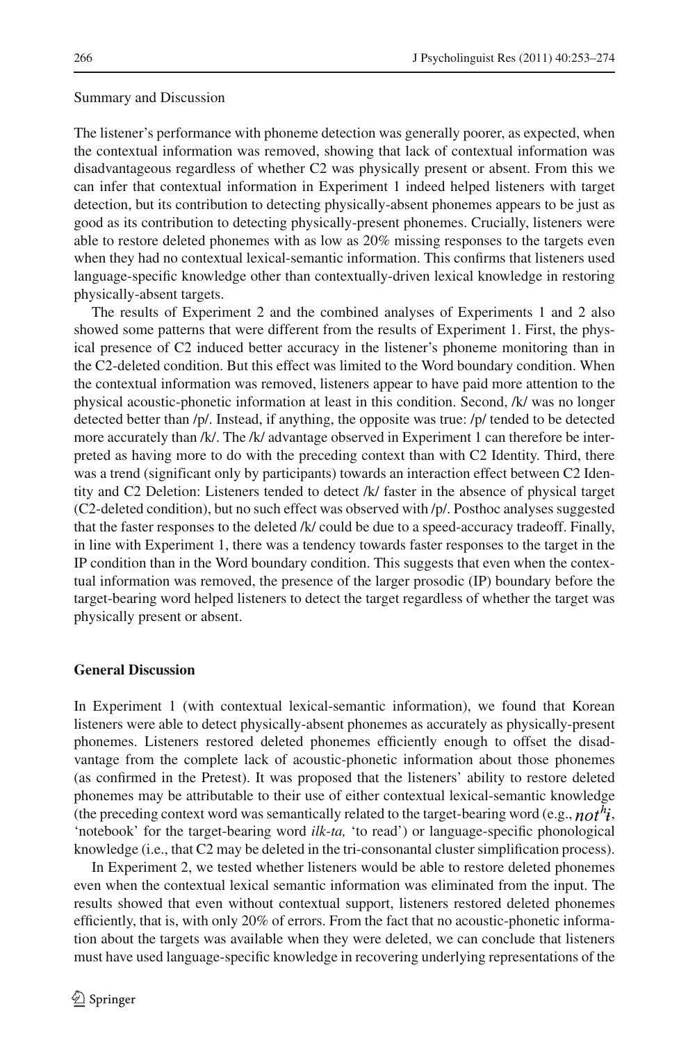Summary and Discussion

The listener's performance with phoneme detection was generally poorer, as expected, when the contextual information was removed, showing that lack of contextual information was disadvantageous regardless of whether C2 was physically present or absent. From this we can infer that contextual information in Experiment 1 indeed helped listeners with target detection, but its contribution to detecting physically-absent phonemes appears to be just as good as its contribution to detecting physically-present phonemes. Crucially, listeners were able to restore deleted phonemes with as low as 20% missing responses to the targets even when they had no contextual lexical-semantic information. This confirms that listeners used language-specific knowledge other than contextually-driven lexical knowledge in restoring physically-absent targets.

The results of Experiment 2 and the combined analyses of Experiments 1 and 2 also showed some patterns that were different from the results of Experiment 1. First, the physical presence of C2 induced better accuracy in the listener's phoneme monitoring than in the C2-deleted condition. But this effect was limited to the Word boundary condition. When the contextual information was removed, listeners appear to have paid more attention to the physical acoustic-phonetic information at least in this condition. Second, /k/ was no longer detected better than /p/. Instead, if anything, the opposite was true: /p/ tended to be detected more accurately than /k/. The /k/ advantage observed in Experiment 1 can therefore be interpreted as having more to do with the preceding context than with C2 Identity. Third, there was a trend (significant only by participants) towards an interaction effect between C2 Identity and C2 Deletion: Listeners tended to detect /k/ faster in the absence of physical target (C2-deleted condition), but no such effect was observed with /p/. Posthoc analyses suggested that the faster responses to the deleted /k/ could be due to a speed-accuracy tradeoff. Finally, in line with Experiment 1, there was a tendency towards faster responses to the target in the IP condition than in the Word boundary condition. This suggests that even when the contextual information was removed, the presence of the larger prosodic (IP) boundary before the target-bearing word helped listeners to detect the target regardless of whether the target was physically present or absent.

## General Discussion

In Experiment 1 (with contextual lexical-semantic information), we found that Korean listeners were able to detect physically-absent phonemes as accurately as physically-present phonemes. Listeners restored deleted phonemes efficiently enough to offset the disadvantage from the complete lack of acoustic-phonetic information about those phonemes (as confirmed in the Pretest). It was proposed that the listeners' ability to restore deleted phonemes may be attributable to their use of either contextual lexical-semantic knowledge (the preceding context word was semantically related to the target-bearing word (e.g., *not$^h$i*, 'notebook' for the target-bearing word *ilk-ta,* 'to read') or language-specific phonological knowledge (i.e., that C2 may be deleted in the tri-consonantal cluster simplification process).

In Experiment 2, we tested whether listeners would be able to restore deleted phonemes even when the contextual lexical semantic information was eliminated from the input. The results showed that even without contextual support, listeners restored deleted phonemes efficiently, that is, with only 20% of errors. From the fact that no acoustic-phonetic information about the targets was available when they were deleted, we can conclude that listeners must have used language-specific knowledge in recovering underlying representations of the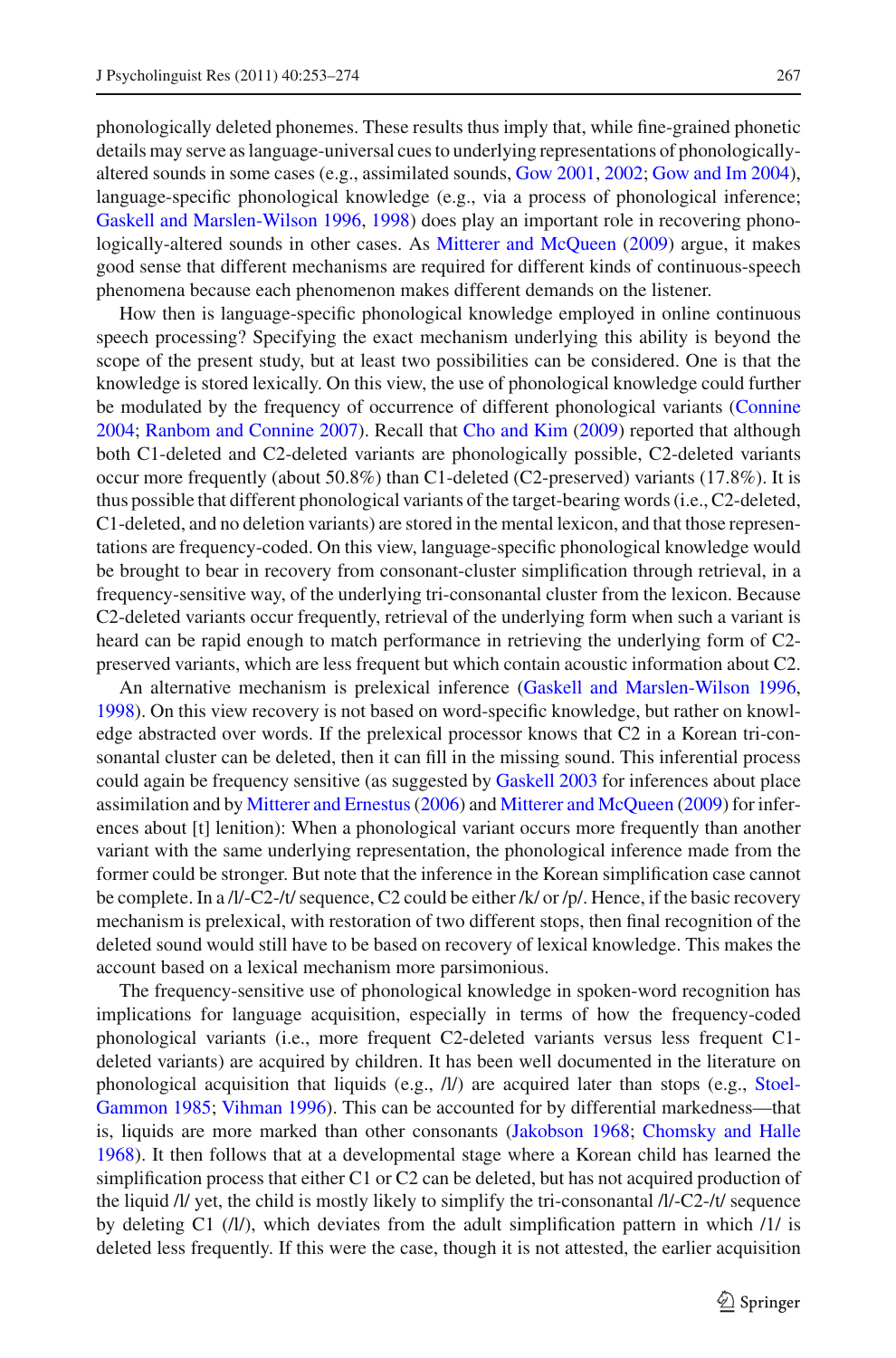phonologically deleted phonemes. These results thus imply that, while fine-grained phonetic details may serve as language-universal cues to underlying representations of phonologically-altered sounds in some cases (e.g., assimilated sounds, Gow 2001, 2002; Gow and Im 2004), language-specific phonological knowledge (e.g., via a process of phonological inference; Gaskell and Marslen-Wilson 1996, 1998) does play an important role in recovering phonologically-altered sounds in other cases. As Mitterer and McQueen (2009) argue, it makes good sense that different mechanisms are required for different kinds of continuous-speech phenomena because each phenomenon makes different demands on the listener.

How then is language-specific phonological knowledge employed in online continuous speech processing? Specifying the exact mechanism underlying this ability is beyond the scope of the present study, but at least two possibilities can be considered. One is that the knowledge is stored lexically. On this view, the use of phonological knowledge could further be modulated by the frequency of occurrence of different phonological variants (Connine 2004; Ranbom and Connine 2007). Recall that Cho and Kim (2009) reported that although both C1-deleted and C2-deleted variants are phonologically possible, C2-deleted variants occur more frequently (about 50.8%) than C1-deleted (C2-preserved) variants (17.8%). It is thus possible that different phonological variants of the target-bearing words (i.e., C2-deleted, C1-deleted, and no deletion variants) are stored in the mental lexicon, and that those representations are frequency-coded. On this view, language-specific phonological knowledge would be brought to bear in recovery from consonant-cluster simplification through retrieval, in a frequency-sensitive way, of the underlying tri-consonantal cluster from the lexicon. Because C2-deleted variants occur frequently, retrieval of the underlying form when such a variant is heard can be rapid enough to match performance in retrieving the underlying form of C2-preserved variants, which are less frequent but which contain acoustic information about C2.

An alternative mechanism is prelexical inference (Gaskell and Marslen-Wilson 1996, 1998). On this view recovery is not based on word-specific knowledge, but rather on knowledge abstracted over words. If the prelexical processor knows that C2 in a Korean tri-consonantal cluster can be deleted, then it can fill in the missing sound. This inferential process could again be frequency sensitive (as suggested by Gaskell 2003 for inferences about place assimilation and by Mitterer and Ernestus (2006) and Mitterer and McQueen (2009) for inferences about [t] lenition): When a phonological variant occurs more frequently than another variant with the same underlying representation, the phonological inference made from the former could be stronger. But note that the inference in the Korean simplification case cannot be complete. In a /l/-C2-/t/ sequence, C2 could be either /k/ or /p/. Hence, if the basic recovery mechanism is prelexical, with restoration of two different stops, then final recognition of the deleted sound would still have to be based on recovery of lexical knowledge. This makes the account based on a lexical mechanism more parsimonious.

The frequency-sensitive use of phonological knowledge in spoken-word recognition has implications for language acquisition, especially in terms of how the frequency-coded phonological variants (i.e., more frequent C2-deleted variants versus less frequent C1-deleted variants) are acquired by children. It has been well documented in the literature on phonological acquisition that liquids (e.g., /l/) are acquired later than stops (e.g., Stoel-Gammon 1985; Vihman 1996). This can be accounted for by differential markedness—that is, liquids are more marked than other consonants (Jakobson 1968; Chomsky and Halle 1968). It then follows that at a developmental stage where a Korean child has learned the simplification process that either C1 or C2 can be deleted, but has not acquired production of the liquid /l/ yet, the child is mostly likely to simplify the tri-consonantal /l/-C2-/t/ sequence by deleting C1 (/l/), which deviates from the adult simplification pattern in which /1/ is deleted less frequently. If this were the case, though it is not attested, the earlier acquisition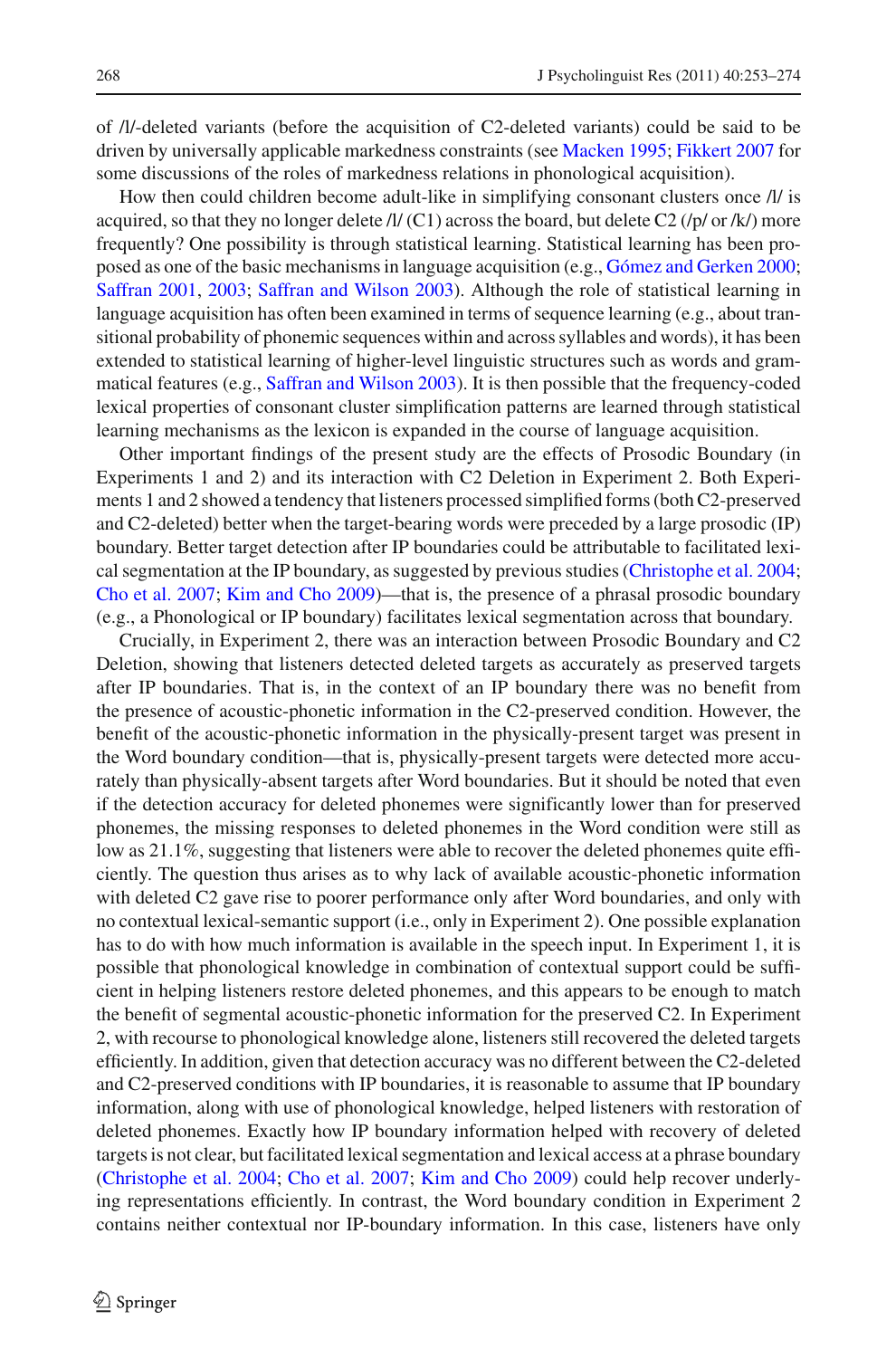of /l/-deleted variants (before the acquisition of C2-deleted variants) could be said to be driven by universally applicable markedness constraints (see Macken 1995; Fikkert 2007 for some discussions of the roles of markedness relations in phonological acquisition).

How then could children become adult-like in simplifying consonant clusters once /l/ is acquired, so that they no longer delete /l/ (C1) across the board, but delete C2 (/p/ or /k/) more frequently? One possibility is through statistical learning. Statistical learning has been proposed as one of the basic mechanisms in language acquisition (e.g., Gómez and Gerken 2000; Saffran 2001, 2003; Saffran and Wilson 2003). Although the role of statistical learning in language acquisition has often been examined in terms of sequence learning (e.g., about transitional probability of phonemic sequences within and across syllables and words), it has been extended to statistical learning of higher-level linguistic structures such as words and grammatical features (e.g., Saffran and Wilson 2003). It is then possible that the frequency-coded lexical properties of consonant cluster simplification patterns are learned through statistical learning mechanisms as the lexicon is expanded in the course of language acquisition.

Other important findings of the present study are the effects of Prosodic Boundary (in Experiments 1 and 2) and its interaction with C2 Deletion in Experiment 2. Both Experiments 1 and 2 showed a tendency that listeners processed simplified forms (both C2-preserved and C2-deleted) better when the target-bearing words were preceded by a large prosodic (IP) boundary. Better target detection after IP boundaries could be attributable to facilitated lexical segmentation at the IP boundary, as suggested by previous studies (Christophe et al. 2004; Cho et al. 2007; Kim and Cho 2009)—that is, the presence of a phrasal prosodic boundary (e.g., a Phonological or IP boundary) facilitates lexical segmentation across that boundary.

Crucially, in Experiment 2, there was an interaction between Prosodic Boundary and C2 Deletion, showing that listeners detected deleted targets as accurately as preserved targets after IP boundaries. That is, in the context of an IP boundary there was no benefit from the presence of acoustic-phonetic information in the C2-preserved condition. However, the benefit of the acoustic-phonetic information in the physically-present target was present in the Word boundary condition—that is, physically-present targets were detected more accurately than physically-absent targets after Word boundaries. But it should be noted that even if the detection accuracy for deleted phonemes were significantly lower than for preserved phonemes, the missing responses to deleted phonemes in the Word condition were still as low as 21.1%, suggesting that listeners were able to recover the deleted phonemes quite efficiently. The question thus arises as to why lack of available acoustic-phonetic information with deleted C2 gave rise to poorer performance only after Word boundaries, and only with no contextual lexical-semantic support (i.e., only in Experiment 2). One possible explanation has to do with how much information is available in the speech input. In Experiment 1, it is possible that phonological knowledge in combination of contextual support could be sufficient in helping listeners restore deleted phonemes, and this appears to be enough to match the benefit of segmental acoustic-phonetic information for the preserved C2. In Experiment 2, with recourse to phonological knowledge alone, listeners still recovered the deleted targets efficiently. In addition, given that detection accuracy was no different between the C2-deleted and C2-preserved conditions with IP boundaries, it is reasonable to assume that IP boundary information, along with use of phonological knowledge, helped listeners with restoration of deleted phonemes. Exactly how IP boundary information helped with recovery of deleted targets is not clear, but facilitated lexical segmentation and lexical access at a phrase boundary (Christophe et al. 2004; Cho et al. 2007; Kim and Cho 2009) could help recover underlying representations efficiently. In contrast, the Word boundary condition in Experiment 2 contains neither contextual nor IP-boundary information. In this case, listeners have only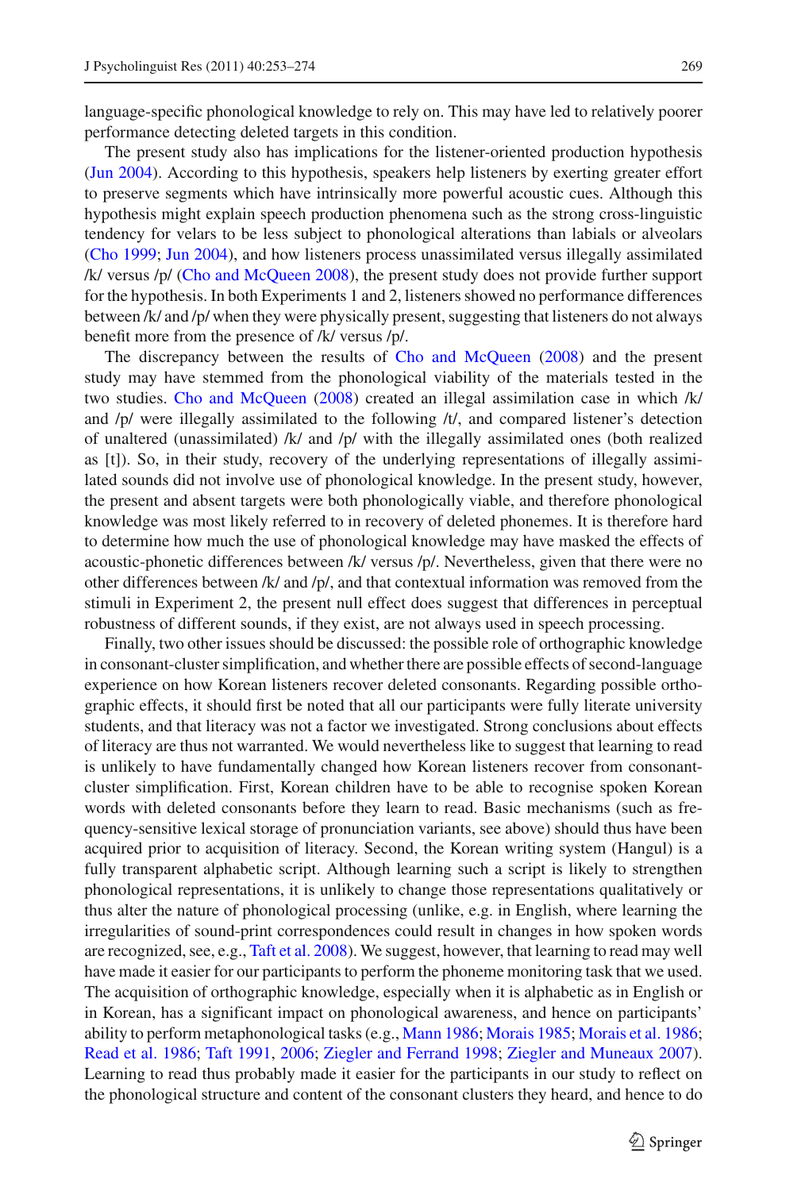language-specific phonological knowledge to rely on. This may have led to relatively poorer performance detecting deleted targets in this condition.

The present study also has implications for the listener-oriented production hypothesis (Jun 2004). According to this hypothesis, speakers help listeners by exerting greater effort to preserve segments which have intrinsically more powerful acoustic cues. Although this hypothesis might explain speech production phenomena such as the strong cross-linguistic tendency for velars to be less subject to phonological alterations than labials or alveolars (Cho 1999; Jun 2004), and how listeners process unassimilated versus illegally assimilated /k/ versus /p/ (Cho and McQueen 2008), the present study does not provide further support for the hypothesis. In both Experiments 1 and 2, listeners showed no performance differences between /k/ and /p/ when they were physically present, suggesting that listeners do not always benefit more from the presence of /k/ versus /p/.

The discrepancy between the results of Cho and McQueen (2008) and the present study may have stemmed from the phonological viability of the materials tested in the two studies. Cho and McQueen (2008) created an illegal assimilation case in which /k/ and /p/ were illegally assimilated to the following /t/, and compared listener's detection of unaltered (unassimilated) /k/ and /p/ with the illegally assimilated ones (both realized as [t]). So, in their study, recovery of the underlying representations of illegally assimilated sounds did not involve use of phonological knowledge. In the present study, however, the present and absent targets were both phonologically viable, and therefore phonological knowledge was most likely referred to in recovery of deleted phonemes. It is therefore hard to determine how much the use of phonological knowledge may have masked the effects of acoustic-phonetic differences between /k/ versus /p/. Nevertheless, given that there were no other differences between /k/ and /p/, and that contextual information was removed from the stimuli in Experiment 2, the present null effect does suggest that differences in perceptual robustness of different sounds, if they exist, are not always used in speech processing.

Finally, two other issues should be discussed: the possible role of orthographic knowledge in consonant-cluster simplification, and whether there are possible effects of second-language experience on how Korean listeners recover deleted consonants. Regarding possible orthographic effects, it should first be noted that all our participants were fully literate university students, and that literacy was not a factor we investigated. Strong conclusions about effects of literacy are thus not warranted. We would nevertheless like to suggest that learning to read is unlikely to have fundamentally changed how Korean listeners recover from consonant-cluster simplification. First, Korean children have to be able to recognise spoken Korean words with deleted consonants before they learn to read. Basic mechanisms (such as frequency-sensitive lexical storage of pronunciation variants, see above) should thus have been acquired prior to acquisition of literacy. Second, the Korean writing system (Hangul) is a fully transparent alphabetic script. Although learning such a script is likely to strengthen phonological representations, it is unlikely to change those representations qualitatively or thus alter the nature of phonological processing (unlike, e.g. in English, where learning the irregularities of sound-print correspondences could result in changes in how spoken words are recognized, see, e.g., Taft et al. 2008). We suggest, however, that learning to read may well have made it easier for our participants to perform the phoneme monitoring task that we used. The acquisition of orthographic knowledge, especially when it is alphabetic as in English or in Korean, has a significant impact on phonological awareness, and hence on participants' ability to perform metaphonological tasks (e.g., Mann 1986; Morais 1985; Morais et al. 1986; Read et al. 1986; Taft 1991, 2006; Ziegler and Ferrand 1998; Ziegler and Muneaux 2007). Learning to read thus probably made it easier for the participants in our study to reflect on the phonological structure and content of the consonant clusters they heard, and hence to do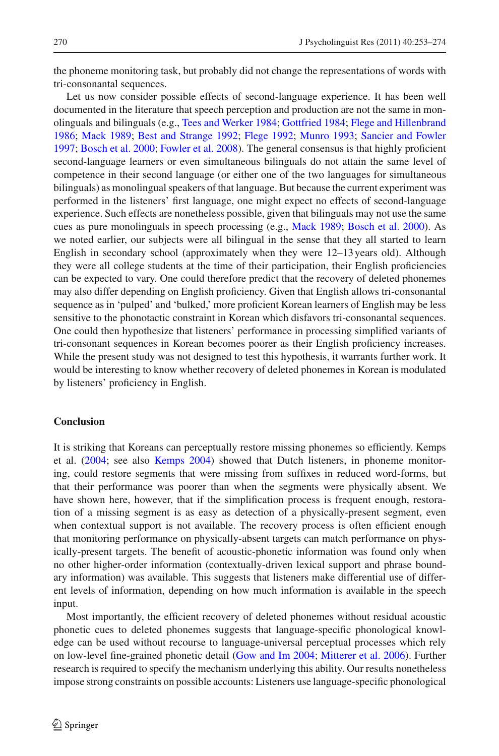the phoneme monitoring task, but probably did not change the representations of words with tri-consonantal sequences.

Let us now consider possible effects of second-language experience. It has been well documented in the literature that speech perception and production are not the same in monolinguals and bilinguals (e.g., Tees and Werker 1984; Gottfried 1984; Flege and Hillenbrand 1986; Mack 1989; Best and Strange 1992; Flege 1992; Munro 1993; Sancier and Fowler 1997; Bosch et al. 2000; Fowler et al. 2008). The general consensus is that highly proficient second-language learners or even simultaneous bilinguals do not attain the same level of competence in their second language (or either one of the two languages for simultaneous bilinguals) as monolingual speakers of that language. But because the current experiment was performed in the listeners' first language, one might expect no effects of second-language experience. Such effects are nonetheless possible, given that bilinguals may not use the same cues as pure monolinguals in speech processing (e.g., Mack 1989; Bosch et al. 2000). As we noted earlier, our subjects were all bilingual in the sense that they all started to learn English in secondary school (approximately when they were 12–13 years old). Although they were all college students at the time of their participation, their English proficiencies can be expected to vary. One could therefore predict that the recovery of deleted phonemes may also differ depending on English proficiency. Given that English allows tri-consonantal sequence as in 'pulped' and 'bulked,' more proficient Korean learners of English may be less sensitive to the phonotactic constraint in Korean which disfavors tri-consonantal sequences. One could then hypothesize that listeners' performance in processing simplified variants of tri-consonant sequences in Korean becomes poorer as their English proficiency increases. While the present study was not designed to test this hypothesis, it warrants further work. It would be interesting to know whether recovery of deleted phonemes in Korean is modulated by listeners' proficiency in English.

## Conclusion

It is striking that Koreans can perceptually restore missing phonemes so efficiently. Kemps et al. (2004; see also Kemps 2004) showed that Dutch listeners, in phoneme monitoring, could restore segments that were missing from suffixes in reduced word-forms, but that their performance was poorer than when the segments were physically absent. We have shown here, however, that if the simplification process is frequent enough, restoration of a missing segment is as easy as detection of a physically-present segment, even when contextual support is not available. The recovery process is often efficient enough that monitoring performance on physically-absent targets can match performance on physically-present targets. The benefit of acoustic-phonetic information was found only when no other higher-order information (contextually-driven lexical support and phrase boundary information) was available. This suggests that listeners make differential use of different levels of information, depending on how much information is available in the speech input.

Most importantly, the efficient recovery of deleted phonemes without residual acoustic phonetic cues to deleted phonemes suggests that language-specific phonological knowledge can be used without recourse to language-universal perceptual processes which rely on low-level fine-grained phonetic detail (Gow and Im 2004; Mitterer et al. 2006). Further research is required to specify the mechanism underlying this ability. Our results nonetheless impose strong constraints on possible accounts: Listeners use language-specific phonological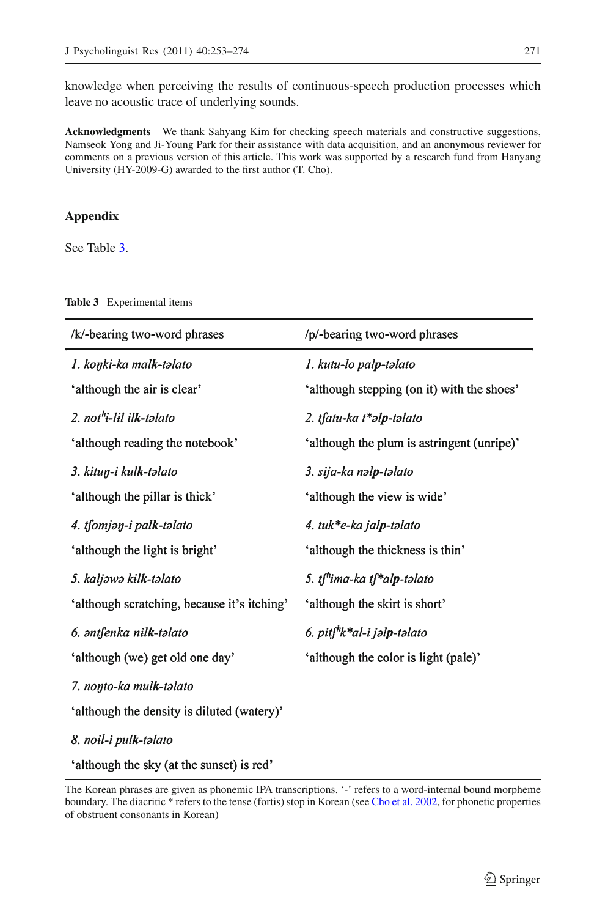knowledge when perceiving the results of continuous-speech production processes which leave no acoustic trace of underlying sounds.

**Acknowledgments** We thank Sahyang Kim for checking speech materials and constructive suggestions, Namseok Yong and Ji-Young Park for their assistance with data acquisition, and an anonymous reviewer for comments on a previous version of this article. This work was supported by a research fund from Hanyang University (HY-2009-G) awarded to the first author (T. Cho).

## Appendix

See Table 3.

**Table 3** Experimental items

| /k/-bearing two-word phrases | /p/-bearing two-word phrases |
|---|---|
| *1. koŋki-ka mal**k**-təlato* | *1. kutu-lo pal**p**-təlato* |
| 'although the air is clear' | 'although stepping (on it) with the shoes' |
| *2. notʰi-lɨl il**k**-təlato* | *2. ʧatu-ka t\*əl**p**-təlato* |
| 'although reading the notebook' | 'although the plum is astringent (unripe)' |
| *3. kituŋ-i kul**k**-təlato* | *3. sija-ka nəl**p**-təlato* |
| 'although the pillar is thick' | 'although the view is wide' |
| *4. ʧomjəŋ-i pal**k**-təlato* | *4. tuk\*e-ka jal**p**-təlato* |
| 'although the light is bright' | 'although the thickness is thin' |
| *5. kaljəwə kɨl**k**-təlato* | *5. ʧʰima-ka ʧ\*al**p**-təlato* |
| 'although scratching, because it's itching' | 'although the skirt is short' |
| *6. ənʧenka nɨl**k**-təlato* | *6. piʧʰk\*al-i jəl**p**-təlato* |
| 'although (we) get old one day' | 'although the color is light (pale)' |
| *7. noŋto-ka mul**k**-təlato* | |
| 'although the density is diluted (watery)' | |
| *8. noɨl-i pul**k**-təlato* | |
| 'although the sky (at the sunset) is red' | |

The Korean phrases are given as phonemic IPA transcriptions. '-' refers to a word-internal bound morpheme boundary. The diacritic \* refers to the tense (fortis) stop in Korean (see Cho et al. 2002, for phonetic properties of obstruent consonants in Korean)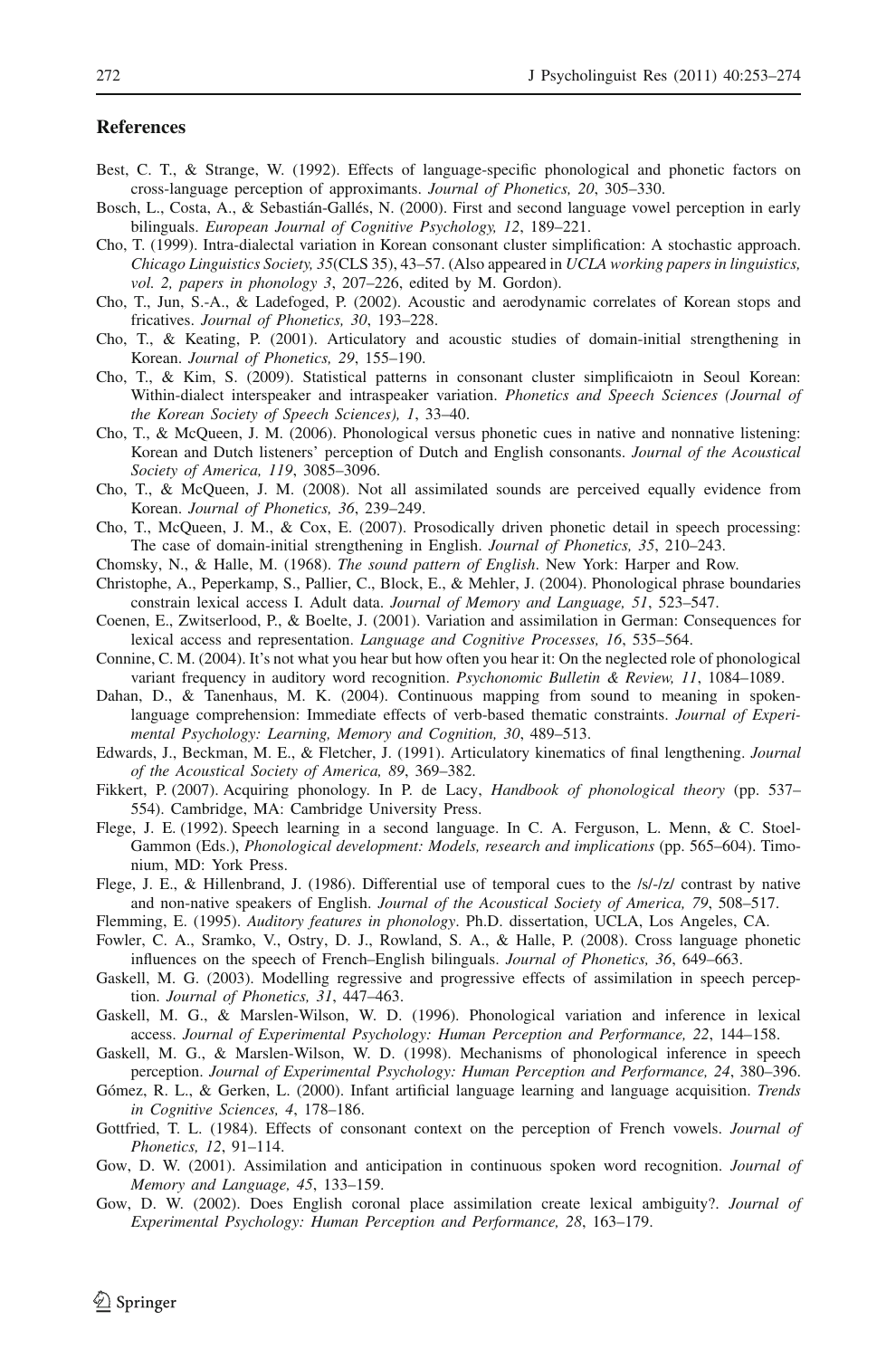## References

Best, C. T., & Strange, W. (1992). Effects of language-specific phonological and phonetic factors on cross-language perception of approximants. *Journal of Phonetics, 20*, 305–330.

Bosch, L., Costa, A., & Sebastián-Gallés, N. (2000). First and second language vowel perception in early bilinguals. *European Journal of Cognitive Psychology, 12*, 189–221.

Cho, T. (1999). Intra-dialectal variation in Korean consonant cluster simplification: A stochastic approach. *Chicago Linguistics Society, 35*(CLS 35), 43–57. (Also appeared in *UCLA working papers in linguistics, vol. 2, papers in phonology 3*, 207–226, edited by M. Gordon).

Cho, T., Jun, S.-A., & Ladefoged, P. (2002). Acoustic and aerodynamic correlates of Korean stops and fricatives. *Journal of Phonetics, 30*, 193–228.

Cho, T., & Keating, P. (2001). Articulatory and acoustic studies of domain-initial strengthening in Korean. *Journal of Phonetics, 29*, 155–190.

Cho, T., & Kim, S. (2009). Statistical patterns in consonant cluster simplificaiotn in Seoul Korean: Within-dialect interspeaker and intraspeaker variation. *Phonetics and Speech Sciences (Journal of the Korean Society of Speech Sciences), 1*, 33–40.

Cho, T., & McQueen, J. M. (2006). Phonological versus phonetic cues in native and nonnative listening: Korean and Dutch listeners' perception of Dutch and English consonants. *Journal of the Acoustical Society of America, 119*, 3085–3096.

Cho, T., & McQueen, J. M. (2008). Not all assimilated sounds are perceived equally evidence from Korean. *Journal of Phonetics, 36*, 239–249.

Cho, T., McQueen, J. M., & Cox, E. (2007). Prosodically driven phonetic detail in speech processing: The case of domain-initial strengthening in English. *Journal of Phonetics, 35*, 210–243.

Chomsky, N., & Halle, M. (1968). *The sound pattern of English*. New York: Harper and Row.

Christophe, A., Peperkamp, S., Pallier, C., Block, E., & Mehler, J. (2004). Phonological phrase boundaries constrain lexical access I. Adult data. *Journal of Memory and Language, 51*, 523–547.

Coenen, E., Zwitserlood, P., & Boelte, J. (2001). Variation and assimilation in German: Consequences for lexical access and representation. *Language and Cognitive Processes, 16*, 535–564.

Connine, C. M. (2004). It's not what you hear but how often you hear it: On the neglected role of phonological variant frequency in auditory word recognition. *Psychonomic Bulletin & Review, 11*, 1084–1089.

Dahan, D., & Tanenhaus, M. K. (2004). Continuous mapping from sound to meaning in spoken-language comprehension: Immediate effects of verb-based thematic constraints. *Journal of Experimental Psychology: Learning, Memory and Cognition, 30*, 489–513.

Edwards, J., Beckman, M. E., & Fletcher, J. (1991). Articulatory kinematics of final lengthening. *Journal of the Acoustical Society of America, 89*, 369–382.

Fikkert, P. (2007). Acquiring phonology. In P. de Lacy, *Handbook of phonological theory* (pp. 537–554). Cambridge, MA: Cambridge University Press.

Flege, J. E. (1992). Speech learning in a second language. In C. A. Ferguson, L. Menn, & C. Stoel-Gammon (Eds.), *Phonological development: Models, research and implications* (pp. 565–604). Timonium, MD: York Press.

Flege, J. E., & Hillenbrand, J. (1986). Differential use of temporal cues to the /s/-/z/ contrast by native and non-native speakers of English. *Journal of the Acoustical Society of America, 79*, 508–517.

Flemming, E. (1995). *Auditory features in phonology*. Ph.D. dissertation, UCLA, Los Angeles, CA.

Fowler, C. A., Sramko, V., Ostry, D. J., Rowland, S. A., & Halle, P. (2008). Cross language phonetic influences on the speech of French–English bilinguals. *Journal of Phonetics, 36*, 649–663.

Gaskell, M. G. (2003). Modelling regressive and progressive effects of assimilation in speech perception. *Journal of Phonetics, 31*, 447–463.

Gaskell, M. G., & Marslen-Wilson, W. D. (1996). Phonological variation and inference in lexical access. *Journal of Experimental Psychology: Human Perception and Performance, 22*, 144–158.

Gaskell, M. G., & Marslen-Wilson, W. D. (1998). Mechanisms of phonological inference in speech perception. *Journal of Experimental Psychology: Human Perception and Performance, 24*, 380–396.

Gómez, R. L., & Gerken, L. (2000). Infant artificial language learning and language acquisition. *Trends in Cognitive Sciences, 4*, 178–186.

Gottfried, T. L. (1984). Effects of consonant context on the perception of French vowels. *Journal of Phonetics, 12*, 91–114.

Gow, D. W. (2001). Assimilation and anticipation in continuous spoken word recognition. *Journal of Memory and Language, 45*, 133–159.

Gow, D. W. (2002). Does English coronal place assimilation create lexical ambiguity?. *Journal of Experimental Psychology: Human Perception and Performance, 28*, 163–179.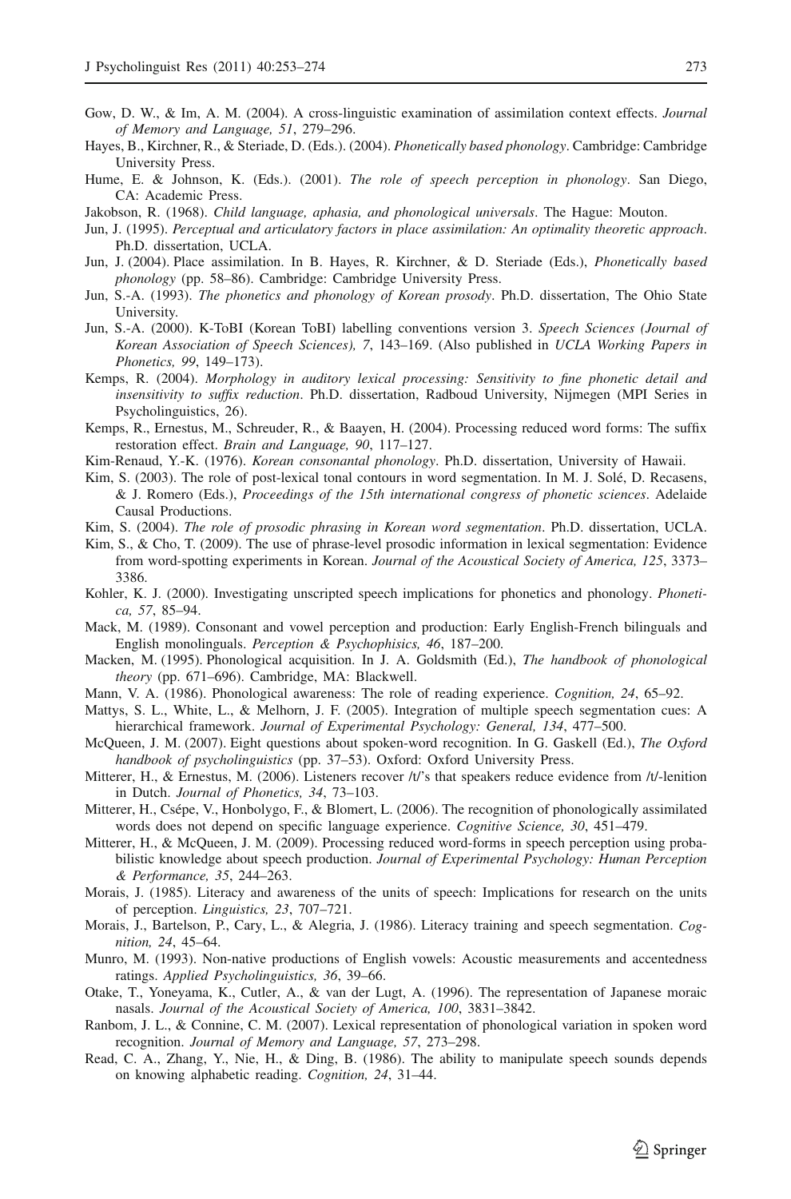Gow, D. W., & Im, A. M. (2004). A cross-linguistic examination of assimilation context effects. *Journal of Memory and Language, 51*, 279–296.

Hayes, B., Kirchner, R., & Steriade, D. (Eds.). (2004). *Phonetically based phonology*. Cambridge: Cambridge University Press.

Hume, E. & Johnson, K. (Eds.). (2001). *The role of speech perception in phonology*. San Diego, CA: Academic Press.

Jakobson, R. (1968). *Child language, aphasia, and phonological universals*. The Hague: Mouton.

Jun, J. (1995). *Perceptual and articulatory factors in place assimilation: An optimality theoretic approach*. Ph.D. dissertation, UCLA.

Jun, J. (2004). Place assimilation. In B. Hayes, R. Kirchner, & D. Steriade (Eds.), *Phonetically based phonology* (pp. 58–86). Cambridge: Cambridge University Press.

Jun, S.-A. (1993). *The phonetics and phonology of Korean prosody*. Ph.D. dissertation, The Ohio State University.

Jun, S.-A. (2000). K-ToBI (Korean ToBI) labelling conventions version 3. *Speech Sciences (Journal of Korean Association of Speech Sciences), 7*, 143–169. (Also published in *UCLA Working Papers in Phonetics, 99*, 149–173).

Kemps, R. (2004). *Morphology in auditory lexical processing: Sensitivity to fine phonetic detail and insensitivity to suffix reduction*. Ph.D. dissertation, Radboud University, Nijmegen (MPI Series in Psycholinguistics, 26).

Kemps, R., Ernestus, M., Schreuder, R., & Baayen, H. (2004). Processing reduced word forms: The suffix restoration effect. *Brain and Language, 90*, 117–127.

Kim-Renaud, Y.-K. (1976). *Korean consonantal phonology*. Ph.D. dissertation, University of Hawaii.

Kim, S. (2003). The role of post-lexical tonal contours in word segmentation. In M. J. Solé, D. Recasens, & J. Romero (Eds.), *Proceedings of the 15th international congress of phonetic sciences*. Adelaide Causal Productions.

Kim, S. (2004). *The role of prosodic phrasing in Korean word segmentation*. Ph.D. dissertation, UCLA.

Kim, S., & Cho, T. (2009). The use of phrase-level prosodic information in lexical segmentation: Evidence from word-spotting experiments in Korean. *Journal of the Acoustical Society of America, 125*, 3373–3386.

Kohler, K. J. (2000). Investigating unscripted speech implications for phonetics and phonology. *Phonetica, 57*, 85–94.

Mack, M. (1989). Consonant and vowel perception and production: Early English-French bilinguals and English monolinguals. *Perception & Psychophisics, 46*, 187–200.

Macken, M. (1995). Phonological acquisition. In J. A. Goldsmith (Ed.), *The handbook of phonological theory* (pp. 671–696). Cambridge, MA: Blackwell.

Mann, V. A. (1986). Phonological awareness: The role of reading experience. *Cognition, 24*, 65–92.

Mattys, S. L., White, L., & Melhorn, J. F. (2005). Integration of multiple speech segmentation cues: A hierarchical framework. *Journal of Experimental Psychology: General, 134*, 477–500.

McQueen, J. M. (2007). Eight questions about spoken-word recognition. In G. Gaskell (Ed.), *The Oxford handbook of psycholinguistics* (pp. 37–53). Oxford: Oxford University Press.

Mitterer, H., & Ernestus, M. (2006). Listeners recover /t/'s that speakers reduce evidence from /t/-lenition in Dutch. *Journal of Phonetics, 34*, 73–103.

Mitterer, H., Csépe, V., Honbolygo, F., & Blomert, L. (2006). The recognition of phonologically assimilated words does not depend on specific language experience. *Cognitive Science, 30*, 451–479.

Mitterer, H., & McQueen, J. M. (2009). Processing reduced word-forms in speech perception using probabilistic knowledge about speech production. *Journal of Experimental Psychology: Human Perception & Performance, 35*, 244–263.

Morais, J. (1985). Literacy and awareness of the units of speech: Implications for research on the units of perception. *Linguistics, 23*, 707–721.

Morais, J., Bartelson, P., Cary, L., & Alegria, J. (1986). Literacy training and speech segmentation. *Cognition, 24*, 45–64.

Munro, M. (1993). Non-native productions of English vowels: Acoustic measurements and accentedness ratings. *Applied Psycholinguistics, 36*, 39–66.

Otake, T., Yoneyama, K., Cutler, A., & van der Lugt, A. (1996). The representation of Japanese moraic nasals. *Journal of the Acoustical Society of America, 100*, 3831–3842.

Ranbom, J. L., & Connine, C. M. (2007). Lexical representation of phonological variation in spoken word recognition. *Journal of Memory and Language, 57*, 273–298.

Read, C. A., Zhang, Y., Nie, H., & Ding, B. (1986). The ability to manipulate speech sounds depends on knowing alphabetic reading. *Cognition, 24*, 31–44.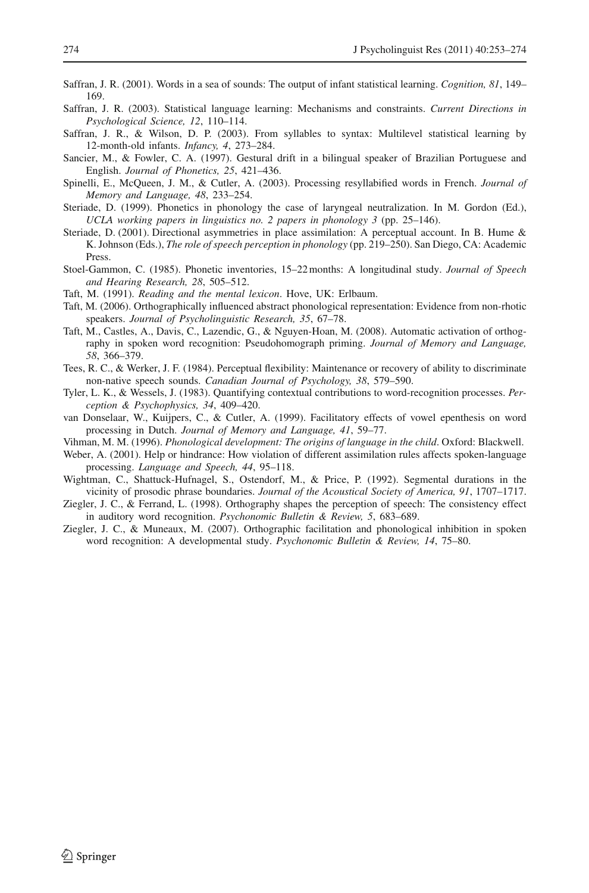Saffran, J. R. (2001). Words in a sea of sounds: The output of infant statistical learning. *Cognition, 81*, 149–169.

Saffran, J. R. (2003). Statistical language learning: Mechanisms and constraints. *Current Directions in Psychological Science, 12*, 110–114.

Saffran, J. R., & Wilson, D. P. (2003). From syllables to syntax: Multilevel statistical learning by 12-month-old infants. *Infancy, 4*, 273–284.

Sancier, M., & Fowler, C. A. (1997). Gestural drift in a bilingual speaker of Brazilian Portuguese and English. *Journal of Phonetics, 25*, 421–436.

Spinelli, E., McQueen, J. M., & Cutler, A. (2003). Processing resyllabified words in French. *Journal of Memory and Language, 48*, 233–254.

Steriade, D. (1999). Phonetics in phonology the case of laryngeal neutralization. In M. Gordon (Ed.), *UCLA working papers in linguistics no. 2 papers in phonology 3* (pp. 25–146).

Steriade, D. (2001). Directional asymmetries in place assimilation: A perceptual account. In B. Hume & K. Johnson (Eds.), *The role of speech perception in phonology* (pp. 219–250). San Diego, CA: Academic Press.

Stoel-Gammon, C. (1985). Phonetic inventories, 15–22 months: A longitudinal study. *Journal of Speech and Hearing Research, 28*, 505–512.

Taft, M. (1991). *Reading and the mental lexicon*. Hove, UK: Erlbaum.

Taft, M. (2006). Orthographically influenced abstract phonological representation: Evidence from non-rhotic speakers. *Journal of Psycholinguistic Research, 35*, 67–78.

Taft, M., Castles, A., Davis, C., Lazendic, G., & Nguyen-Hoan, M. (2008). Automatic activation of orthography in spoken word recognition: Pseudohomograph priming. *Journal of Memory and Language, 58*, 366–379.

Tees, R. C., & Werker, J. F. (1984). Perceptual flexibility: Maintenance or recovery of ability to discriminate non-native speech sounds. *Canadian Journal of Psychology, 38*, 579–590.

Tyler, L. K., & Wessels, J. (1983). Quantifying contextual contributions to word-recognition processes. *Perception & Psychophysics, 34*, 409–420.

van Donselaar, W., Kuijpers, C., & Cutler, A. (1999). Facilitatory effects of vowel epenthesis on word processing in Dutch. *Journal of Memory and Language, 41*, 59–77.

Vihman, M. M. (1996). *Phonological development: The origins of language in the child*. Oxford: Blackwell.

Weber, A. (2001). Help or hindrance: How violation of different assimilation rules affects spoken-language processing. *Language and Speech, 44*, 95–118.

Wightman, C., Shattuck-Hufnagel, S., Ostendorf, M., & Price, P. (1992). Segmental durations in the vicinity of prosodic phrase boundaries. *Journal of the Acoustical Society of America, 91*, 1707–1717.

Ziegler, J. C., & Ferrand, L. (1998). Orthography shapes the perception of speech: The consistency effect in auditory word recognition. *Psychonomic Bulletin & Review, 5*, 683–689.

Ziegler, J. C., & Muneaux, M. (2007). Orthographic facilitation and phonological inhibition in spoken word recognition: A developmental study. *Psychonomic Bulletin & Review, 14*, 75–80.